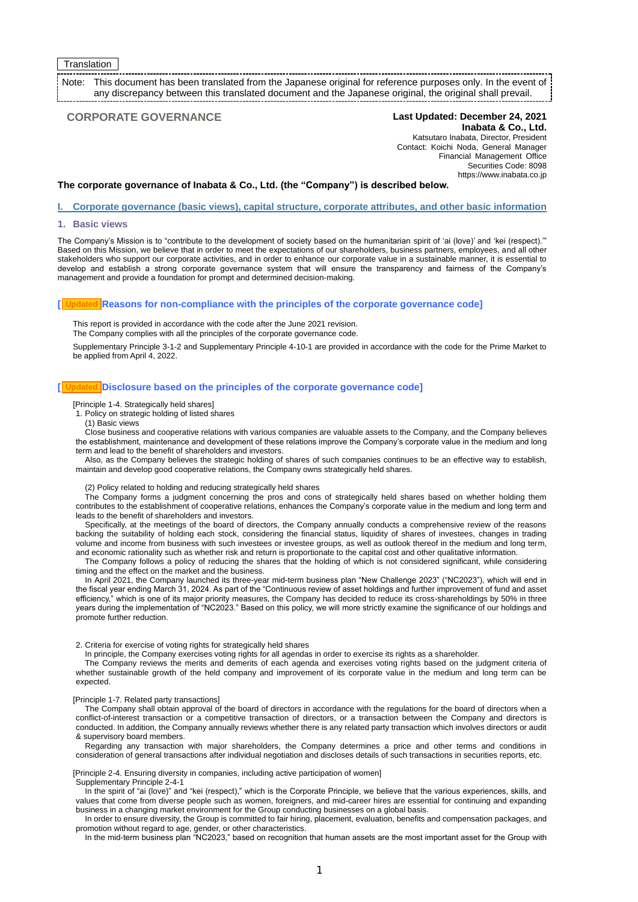Translation

Note: This document has been translated from the Japanese original for reference purposes only. In the event of any discrepancy between this translated document and the Japanese original, the original shall prevail.

# CORPORATE GOVERNANCE

**Last Updated: December 24, 2021**
**Inabata & Co., Ltd.**
Katsutaro Inabata, Director, President
Contact: Koichi Noda, General Manager
Financial Management Office
Securities Code: 8098
https://www.inabata.co.jp

**The corporate governance of Inabata & Co., Ltd. (the "Company") is described below.**

## I. Corporate governance (basic views), capital structure, corporate attributes, and other basic information

### 1. Basic views

The Company's Mission is to "contribute to the development of society based on the humanitarian spirit of 'ai (love)' and 'kei (respect).'" Based on this Mission, we believe that in order to meet the expectations of our shareholders, business partners, employees, and all other stakeholders who support our corporate activities, and in order to enhance our corporate value in a sustainable manner, it is essential to develop and establish a strong corporate governance system that will ensure the transparency and fairness of the Company's management and provide a foundation for prompt and determined decision-making.

### [Updated] Reasons for non-compliance with the principles of the corporate governance code]

This report is provided in accordance with the code after the June 2021 revision.
The Company complies with all the principles of the corporate governance code.

Supplementary Principle 3-1-2 and Supplementary Principle 4-10-1 are provided in accordance with the code for the Prime Market to be applied from April 4, 2022.

### [Updated] Disclosure based on the principles of the corporate governance code]

[Principle 1-4. Strategically held shares]
1. Policy on strategic holding of listed shares
(1) Basic views
Close business and cooperative relations with various companies are valuable assets to the Company, and the Company believes the establishment, maintenance and development of these relations improve the Company's corporate value in the medium and long term and lead to the benefit of shareholders and investors.
Also, as the Company believes the strategic holding of shares of such companies continues to be an effective way to establish, maintain and develop good cooperative relations, the Company owns strategically held shares.

(2) Policy related to holding and reducing strategically held shares
The Company forms a judgment concerning the pros and cons of strategically held shares based on whether holding them contributes to the establishment of cooperative relations, enhances the Company's corporate value in the medium and long term and leads to the benefit of shareholders and investors.
Specifically, at the meetings of the board of directors, the Company annually conducts a comprehensive review of the reasons backing the suitability of holding each stock, considering the financial status, liquidity of shares of investees, changes in trading volume and income from business with such investees or investee groups, as well as outlook thereof in the medium and long term, and economic rationality such as whether risk and return is proportionate to the capital cost and other qualitative information.
The Company follows a policy of reducing the shares that the holding of which is not considered significant, while considering timing and the effect on the market and the business.
In April 2021, the Company launched its three-year mid-term business plan "New Challenge 2023" ("NC2023"), which will end in the fiscal year ending March 31, 2024. As part of the "Continuous review of asset holdings and further improvement of fund and asset efficiency," which is one of its major priority measures, the Company has decided to reduce its cross-shareholdings by 50% in three years during the implementation of "NC2023." Based on this policy, we will more strictly examine the significance of our holdings and promote further reduction.

2. Criteria for exercise of voting rights for strategically held shares
In principle, the Company exercises voting rights for all agendas in order to exercise its rights as a shareholder.
The Company reviews the merits and demerits of each agenda and exercises voting rights based on the judgment criteria of whether sustainable growth of the held company and improvement of its corporate value in the medium and long term can be expected.

[Principle 1-7. Related party transactions]
The Company shall obtain approval of the board of directors in accordance with the regulations for the board of directors when a conflict-of-interest transaction or a competitive transaction of directors, or a transaction between the Company and directors is conducted. In addition, the Company annually reviews whether there is any related party transaction which involves directors or audit & supervisory board members.
Regarding any transaction with major shareholders, the Company determines a price and other terms and conditions in consideration of general transactions after individual negotiation and discloses details of such transactions in securities reports, etc.

[Principle 2-4. Ensuring diversity in companies, including active participation of women]
Supplementary Principle 2-4-1
In the spirit of "ai (love)" and "kei (respect)," which is the Corporate Principle, we believe that the various experiences, skills, and values that come from diverse people such as women, foreigners, and mid-career hires are essential for continuing and expanding business in a changing market environment for the Group conducting businesses on a global basis.
In order to ensure diversity, the Group is committed to fair hiring, placement, evaluation, benefits and compensation packages, and promotion without regard to age, gender, or other characteristics.
In the mid-term business plan "NC2023," based on recognition that human assets are the most important asset for the Group with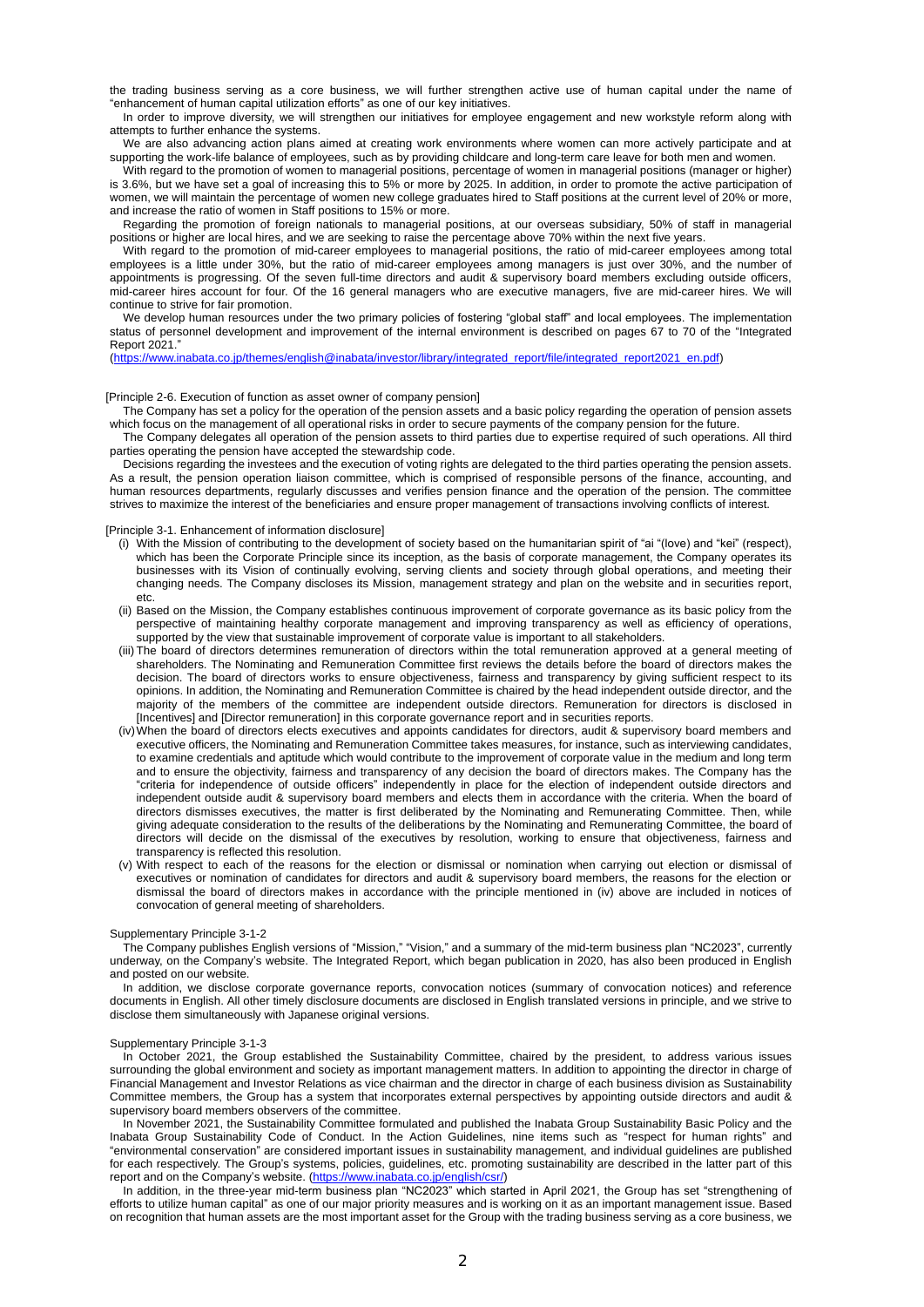the trading business serving as a core business, we will further strengthen active use of human capital under the name of "enhancement of human capital utilization efforts" as one of our key initiatives.

In order to improve diversity, we will strengthen our initiatives for employee engagement and new workstyle reform along with attempts to further enhance the systems.

We are also advancing action plans aimed at creating work environments where women can more actively participate and at supporting the work-life balance of employees, such as by providing childcare and long-term care leave for both men and women.

With regard to the promotion of women to managerial positions, percentage of women in managerial positions (manager or higher) is 3.6%, but we have set a goal of increasing this to 5% or more by 2025. In addition, in order to promote the active participation of women, we will maintain the percentage of women new college graduates hired to Staff positions at the current level of 20% or more, and increase the ratio of women in Staff positions to 15% or more.

Regarding the promotion of foreign nationals to managerial positions, at our overseas subsidiary, 50% of staff in managerial positions or higher are local hires, and we are seeking to raise the percentage above 70% within the next five years.

With regard to the promotion of mid-career employees to managerial positions, the ratio of mid-career employees among total employees is a little under 30%, but the ratio of mid-career employees among managers is just over 30%, and the number of appointments is progressing. Of the seven full-time directors and audit & supervisory board members excluding outside officers, mid-career hires account for four. Of the 16 general managers who are executive managers, five are mid-career hires. We will continue to strive for fair promotion.

We develop human resources under the two primary policies of fostering "global staff" and local employees. The implementation status of personnel development and improvement of the internal environment is described on pages 67 to 70 of the "Integrated Report 2021."
(https://www.inabata.co.jp/themes/english@inabata/investor/library/integrated_report/file/integrated_report2021_en.pdf)

[Principle 2-6. Execution of function as asset owner of company pension]

The Company has set a policy for the operation of the pension assets and a basic policy regarding the operation of pension assets which focus on the management of all operational risks in order to secure payments of the company pension for the future.

The Company delegates all operation of the pension assets to third parties due to expertise required of such operations. All third parties operating the pension have accepted the stewardship code.

Decisions regarding the investees and the execution of voting rights are delegated to the third parties operating the pension assets. As a result, the pension operation liaison committee, which is comprised of responsible persons of the finance, accounting, and human resources departments, regularly discusses and verifies pension finance and the operation of the pension. The committee strives to maximize the interest of the beneficiaries and ensure proper management of transactions involving conflicts of interest.

[Principle 3-1. Enhancement of information disclosure]

(i) With the Mission of contributing to the development of society based on the humanitarian spirit of "ai "(love) and "kei" (respect), which has been the Corporate Principle since its inception, as the basis of corporate management, the Company operates its businesses with its Vision of continually evolving, serving clients and society through global operations, and meeting their changing needs. The Company discloses its Mission, management strategy and plan on the website and in securities report, etc.

(ii) Based on the Mission, the Company establishes continuous improvement of corporate governance as its basic policy from the perspective of maintaining healthy corporate management and improving transparency as well as efficiency of operations, supported by the view that sustainable improvement of corporate value is important to all stakeholders.

(iii) The board of directors determines remuneration of directors within the total remuneration approved at a general meeting of shareholders. The Nominating and Remuneration Committee first reviews the details before the board of directors makes the decision. The board of directors works to ensure objectiveness, fairness and transparency by giving sufficient respect to its opinions. In addition, the Nominating and Remuneration Committee is chaired by the head independent outside director, and the majority of the members of the committee are independent outside directors. Remuneration for directors is disclosed in [Incentives] and [Director remuneration] in this corporate governance report and in securities reports.

(iv) When the board of directors elects executives and appoints candidates for directors, audit & supervisory board members and executive officers, the Nominating and Remuneration Committee takes measures, for instance, such as interviewing candidates, to examine credentials and aptitude which would contribute to the improvement of corporate value in the medium and long term and to ensure the objectivity, fairness and transparency of any decision the board of directors makes. The Company has the "criteria for independence of outside officers" independently in place for the election of independent outside directors and independent outside audit & supervisory board members and elects them in accordance with the criteria. When the board of directors dismisses executives, the matter is first deliberated by the Nominating and Remunerating Committee. Then, while giving adequate consideration to the results of the deliberations by the Nominating and Remunerating Committee, the board of directors will decide on the dismissal of the executives by resolution, working to ensure that objectiveness, fairness and transparency is reflected this resolution.

(v) With respect to each of the reasons for the election or dismissal or nomination when carrying out election or dismissal of executives or nomination of candidates for directors and audit & supervisory board members, the reasons for the election or dismissal the board of directors makes in accordance with the principle mentioned in (iv) above are included in notices of convocation of general meeting of shareholders.

Supplementary Principle 3-1-2

The Company publishes English versions of "Mission," "Vision," and a summary of the mid-term business plan "NC2023", currently underway, on the Company's website. The Integrated Report, which began publication in 2020, has also been produced in English and posted on our website.

In addition, we disclose corporate governance reports, convocation notices (summary of convocation notices) and reference documents in English. All other timely disclosure documents are disclosed in English translated versions in principle, and we strive to disclose them simultaneously with Japanese original versions.

Supplementary Principle 3-1-3

In October 2021, the Group established the Sustainability Committee, chaired by the president, to address various issues surrounding the global environment and society as important management matters. In addition to appointing the director in charge of Financial Management and Investor Relations as vice chairman and the director in charge of each business division as Sustainability Committee members, the Group has a system that incorporates external perspectives by appointing outside directors and audit & supervisory board members observers of the committee.

In November 2021, the Sustainability Committee formulated and published the Inabata Group Sustainability Basic Policy and the Inabata Group Sustainability Code of Conduct. In the Action Guidelines, nine items such as "respect for human rights" and "environmental conservation" are considered important issues in sustainability management, and individual guidelines are published for each respectively. The Group's systems, policies, guidelines, etc. promoting sustainability are described in the latter part of this report and on the Company's website. (https://www.inabata.co.jp/english/csr/)

In addition, in the three-year mid-term business plan "NC2023" which started in April 2021, the Group has set "strengthening of efforts to utilize human capital" as one of our major priority measures and is working on it as an important management issue. Based on recognition that human assets are the most important asset for the Group with the trading business serving as a core business, we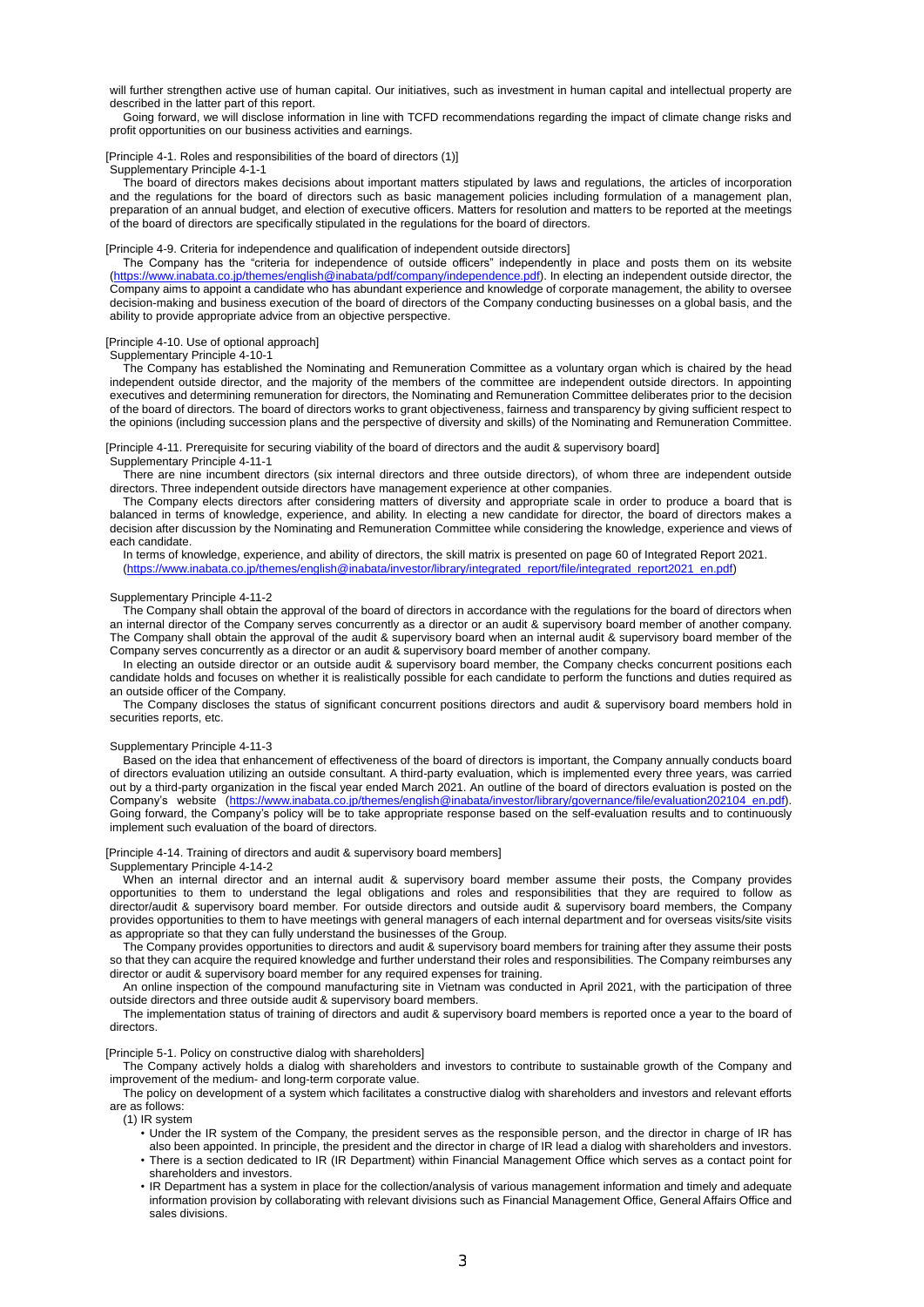will further strengthen active use of human capital. Our initiatives, such as investment in human capital and intellectual property are described in the latter part of this report.

Going forward, we will disclose information in line with TCFD recommendations regarding the impact of climate change risks and profit opportunities on our business activities and earnings.

[Principle 4-1. Roles and responsibilities of the board of directors (1)]

Supplementary Principle 4-1-1

The board of directors makes decisions about important matters stipulated by laws and regulations, the articles of incorporation and the regulations for the board of directors such as basic management policies including formulation of a management plan, preparation of an annual budget, and election of executive officers. Matters for resolution and matters to be reported at the meetings of the board of directors are specifically stipulated in the regulations for the board of directors.

[Principle 4-9. Criteria for independence and qualification of independent outside directors]

The Company has the "criteria for independence of outside officers" independently in place and posts them on its website (https://www.inabata.co.jp/themes/english@inabata/pdf/company/independence.pdf). In electing an independent outside director, the Company aims to appoint a candidate who has abundant experience and knowledge of corporate management, the ability to oversee decision-making and business execution of the board of directors of the Company conducting businesses on a global basis, and the ability to provide appropriate advice from an objective perspective.

[Principle 4-10. Use of optional approach]

Supplementary Principle 4-10-1

The Company has established the Nominating and Remuneration Committee as a voluntary organ which is chaired by the head independent outside director, and the majority of the members of the committee are independent outside directors. In appointing executives and determining remuneration for directors, the Nominating and Remuneration Committee deliberates prior to the decision of the board of directors. The board of directors works to grant objectiveness, fairness and transparency by giving sufficient respect to the opinions (including succession plans and the perspective of diversity and skills) of the Nominating and Remuneration Committee.

[Principle 4-11. Prerequisite for securing viability of the board of directors and the audit & supervisory board]

Supplementary Principle 4-11-1

There are nine incumbent directors (six internal directors and three outside directors), of whom three are independent outside directors. Three independent outside directors have management experience at other companies.

The Company elects directors after considering matters of diversity and appropriate scale in order to produce a board that is balanced in terms of knowledge, experience, and ability. In electing a new candidate for director, the board of directors makes a decision after discussion by the Nominating and Remuneration Committee while considering the knowledge, experience and views of each candidate.

In terms of knowledge, experience, and ability of directors, the skill matrix is presented on page 60 of Integrated Report 2021.
(https://www.inabata.co.jp/themes/english@inabata/investor/library/integrated_report/file/integrated_report2021_en.pdf)

Supplementary Principle 4-11-2

The Company shall obtain the approval of the board of directors in accordance with the regulations for the board of directors when an internal director of the Company serves concurrently as a director or an audit & supervisory board member of another company. The Company shall obtain the approval of the audit & supervisory board when an internal audit & supervisory board member of the Company serves concurrently as a director or an audit & supervisory board member of another company.

In electing an outside director or an outside audit & supervisory board member, the Company checks concurrent positions each candidate holds and focuses on whether it is realistically possible for each candidate to perform the functions and duties required as an outside officer of the Company.

The Company discloses the status of significant concurrent positions directors and audit & supervisory board members hold in securities reports, etc.

Supplementary Principle 4-11-3

Based on the idea that enhancement of effectiveness of the board of directors is important, the Company annually conducts board of directors evaluation utilizing an outside consultant. A third-party evaluation, which is implemented every three years, was carried out by a third-party organization in the fiscal year ended March 2021. An outline of the board of directors evaluation is posted on the Company's website (https://www.inabata.co.jp/themes/english@inabata/investor/library/governance/file/evaluation202104_en.pdf). Going forward, the Company's policy will be to take appropriate response based on the self-evaluation results and to continuously implement such evaluation of the board of directors.

[Principle 4-14. Training of directors and audit & supervisory board members]

Supplementary Principle 4-14-2

When an internal director and an internal audit & supervisory board member assume their posts, the Company provides opportunities to them to understand the legal obligations and roles and responsibilities that they are required to follow as director/audit & supervisory board member. For outside directors and outside audit & supervisory board members, the Company provides opportunities to them to have meetings with general managers of each internal department and for overseas visits/site visits as appropriate so that they can fully understand the businesses of the Group.

The Company provides opportunities to directors and audit & supervisory board members for training after they assume their posts so that they can acquire the required knowledge and further understand their roles and responsibilities. The Company reimburses any director or audit & supervisory board member for any required expenses for training.

An online inspection of the compound manufacturing site in Vietnam was conducted in April 2021, with the participation of three outside directors and three outside audit & supervisory board members.

The implementation status of training of directors and audit & supervisory board members is reported once a year to the board of directors.

[Principle 5-1. Policy on constructive dialog with shareholders]

The Company actively holds a dialog with shareholders and investors to contribute to sustainable growth of the Company and improvement of the medium- and long-term corporate value.

The policy on development of a system which facilitates a constructive dialog with shareholders and investors and relevant efforts are as follows:

(1) IR system

- Under the IR system of the Company, the president serves as the responsible person, and the director in charge of IR has also been appointed. In principle, the president and the director in charge of IR lead a dialog with shareholders and investors.
- There is a section dedicated to IR (IR Department) within Financial Management Office which serves as a contact point for shareholders and investors.
- IR Department has a system in place for the collection/analysis of various management information and timely and adequate information provision by collaborating with relevant divisions such as Financial Management Office, General Affairs Office and sales divisions.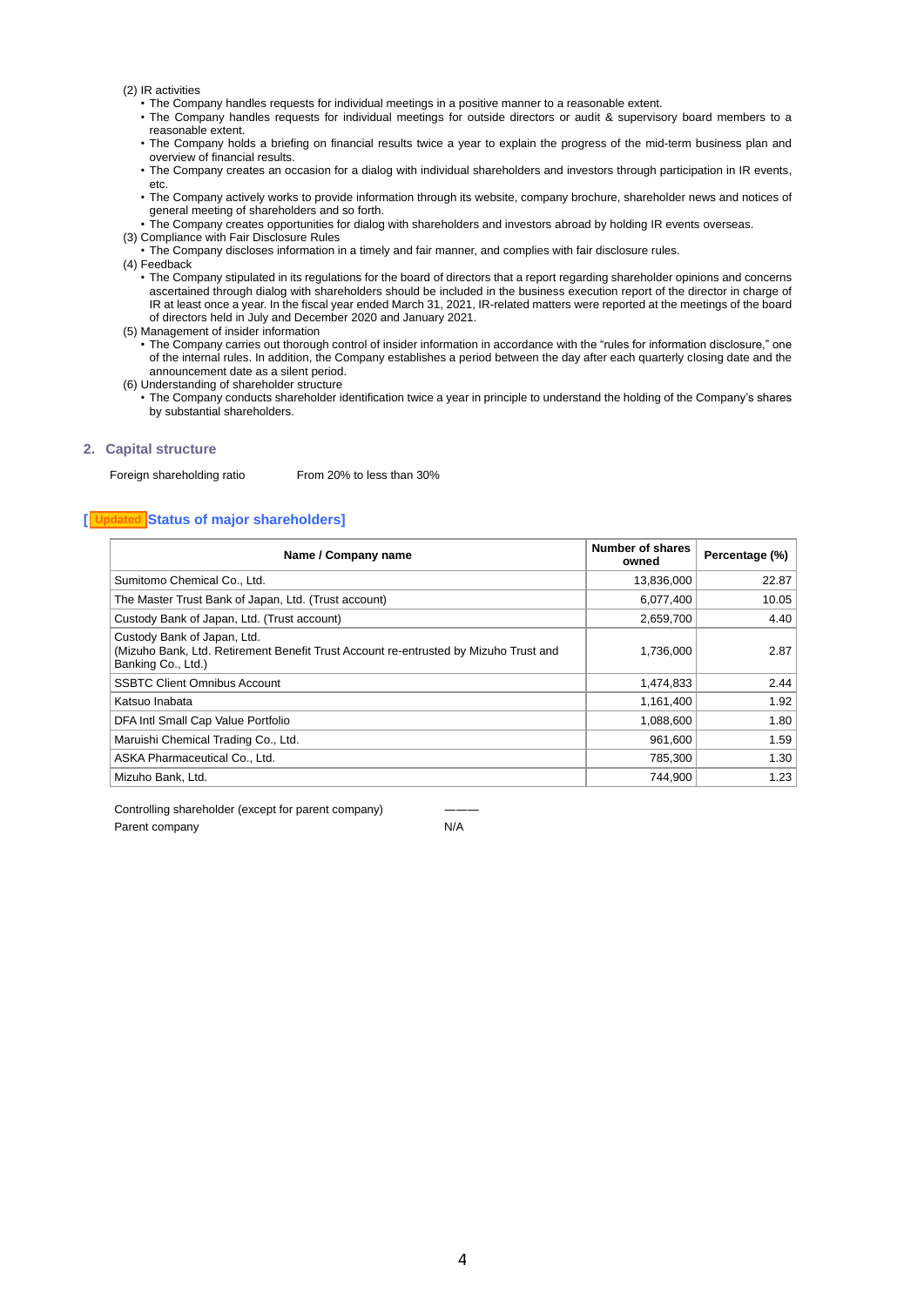(2) IR activities

- The Company handles requests for individual meetings in a positive manner to a reasonable extent.
- The Company handles requests for individual meetings for outside directors or audit & supervisory board members to a reasonable extent.
- The Company holds a briefing on financial results twice a year to explain the progress of the mid-term business plan and overview of financial results.
- The Company creates an occasion for a dialog with individual shareholders and investors through participation in IR events, etc.
- The Company actively works to provide information through its website, company brochure, shareholder news and notices of general meeting of shareholders and so forth.
- The Company creates opportunities for dialog with shareholders and investors abroad by holding IR events overseas.

(3) Compliance with Fair Disclosure Rules

- The Company discloses information in a timely and fair manner, and complies with fair disclosure rules.

(4) Feedback

- The Company stipulated in its regulations for the board of directors that a report regarding shareholder opinions and concerns ascertained through dialog with shareholders should be included in the business execution report of the director in charge of IR at least once a year. In the fiscal year ended March 31, 2021, IR-related matters were reported at the meetings of the board of directors held in July and December 2020 and January 2021.

(5) Management of insider information

- The Company carries out thorough control of insider information in accordance with the "rules for information disclosure," one of the internal rules. In addition, the Company establishes a period between the day after each quarterly closing date and the announcement date as a silent period.

(6) Understanding of shareholder structure

- The Company conducts shareholder identification twice a year in principle to understand the holding of the Company's shares by substantial shareholders.

## 2. Capital structure

Foreign shareholding ratio　　From 20% to less than 30%

### [Updated] Status of major shareholders]

| Name / Company name | Number of shares owned | Percentage (%) |
|---|---|---|
| Sumitomo Chemical Co., Ltd. | 13,836,000 | 22.87 |
| The Master Trust Bank of Japan, Ltd. (Trust account) | 6,077,400 | 10.05 |
| Custody Bank of Japan, Ltd. (Trust account) | 2,659,700 | 4.40 |
| Custody Bank of Japan, Ltd. (Mizuho Bank, Ltd. Retirement Benefit Trust Account re-entrusted by Mizuho Trust and Banking Co., Ltd.) | 1,736,000 | 2.87 |
| SSBTC Client Omnibus Account | 1,474,833 | 2.44 |
| Katsuo Inabata | 1,161,400 | 1.92 |
| DFA Intl Small Cap Value Portfolio | 1,088,600 | 1.80 |
| Maruishi Chemical Trading Co., Ltd. | 961,600 | 1.59 |
| ASKA Pharmaceutical Co., Ltd. | 785,300 | 1.30 |
| Mizuho Bank, Ltd. | 744,900 | 1.23 |

Controlling shareholder (except for parent company)　　———

Parent company　　N/A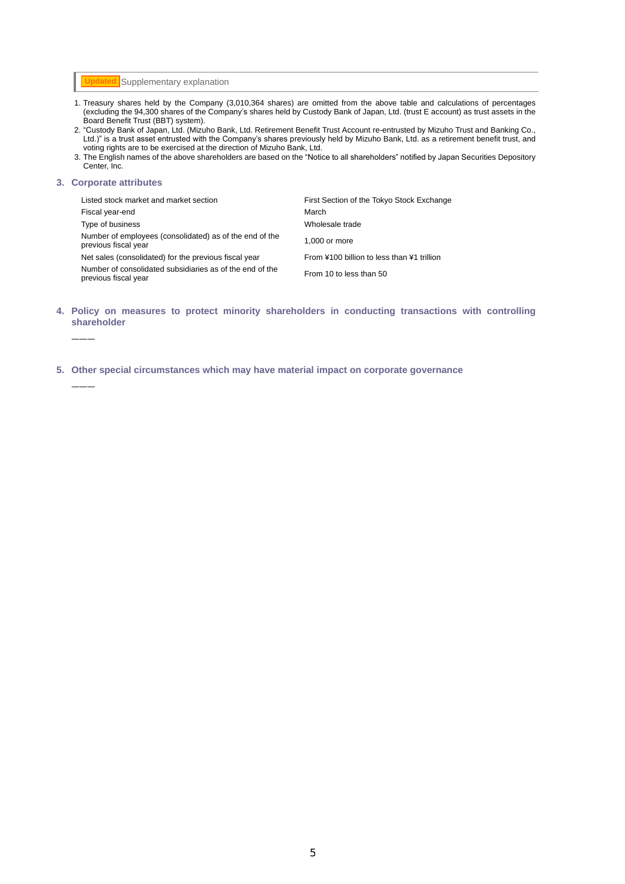**Updated** Supplementary explanation

1. Treasury shares held by the Company (3,010,364 shares) are omitted from the above table and calculations of percentages (excluding the 94,300 shares of the Company's shares held by Custody Bank of Japan, Ltd. (trust E account) as trust assets in the Board Benefit Trust (BBT) system).
2. "Custody Bank of Japan, Ltd. (Mizuho Bank, Ltd. Retirement Benefit Trust Account re-entrusted by Mizuho Trust and Banking Co., Ltd.)" is a trust asset entrusted with the Company's shares previously held by Mizuho Bank, Ltd. as a retirement benefit trust, and voting rights are to be exercised at the direction of Mizuho Bank, Ltd.
3. The English names of the above shareholders are based on the "Notice to all shareholders" notified by Japan Securities Depository Center, Inc.

### 3. Corporate attributes

| | |
|---|---|
| Listed stock market and market section | First Section of the Tokyo Stock Exchange |
| Fiscal year-end | March |
| Type of business | Wholesale trade |
| Number of employees (consolidated) as of the end of the previous fiscal year | 1,000 or more |
| Net sales (consolidated) for the previous fiscal year | From ¥100 billion to less than ¥1 trillion |
| Number of consolidated subsidiaries as of the end of the previous fiscal year | From 10 to less than 50 |

### 4. Policy on measures to protect minority shareholders in conducting transactions with controlling shareholder

———

### 5. Other special circumstances which may have material impact on corporate governance

———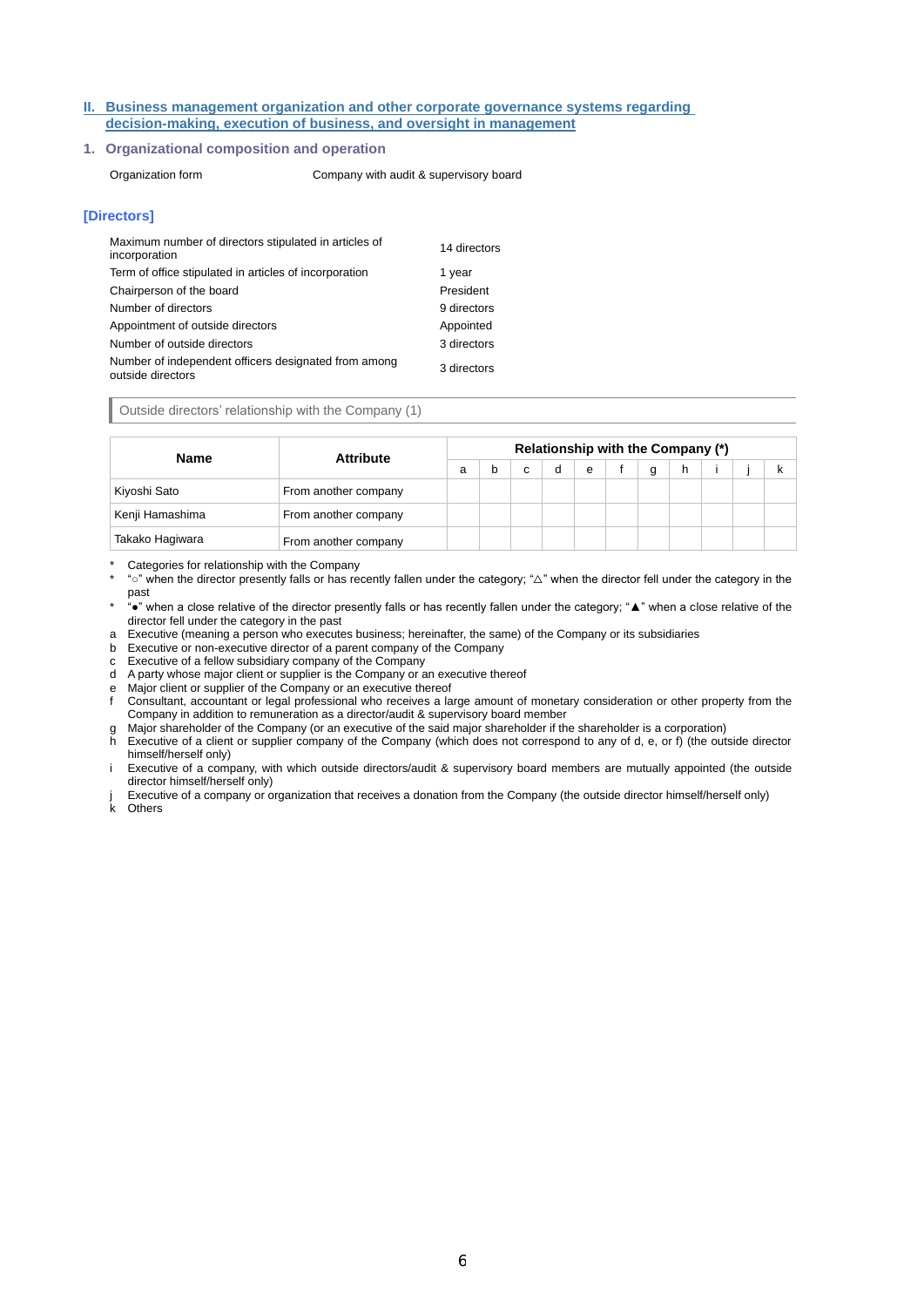## II. Business management organization and other corporate governance systems regarding decision-making, execution of business, and oversight in management

### 1. Organizational composition and operation

| | |
|---|---|
| Organization form | Company with audit & supervisory board |

### [Directors]

| | |
|---|---|
| Maximum number of directors stipulated in articles of incorporation | 14 directors |
| Term of office stipulated in articles of incorporation | 1 year |
| Chairperson of the board | President |
| Number of directors | 9 directors |
| Appointment of outside directors | Appointed |
| Number of outside directors | 3 directors |
| Number of independent officers designated from among outside directors | 3 directors |

Outside directors' relationship with the Company (1)

| Name | Attribute | Relationship with the Company (*) | | | | | | | | | | |
|---|---|---|---|---|---|---|---|---|---|---|---|---|
| | | a | b | c | d | e | f | g | h | i | j | k |
| Kiyoshi Sato | From another company | | | | | | | | | | | |
| Kenji Hamashima | From another company | | | | | | | | | | | |
| Takako Hagiwara | From another company | | | | | | | | | | | |

* Categories for relationship with the Company
* "○" when the director presently falls or has recently fallen under the category; "△" when the director fell under the category in the past
* "●" when a close relative of the director presently falls or has recently fallen under the category; "▲" when a close relative of the director fell under the category in the past

a Executive (meaning a person who executes business; hereinafter, the same) of the Company or its subsidiaries
b Executive or non-executive director of a parent company of the Company
c Executive of a fellow subsidiary company of the Company
d A party whose major client or supplier is the Company or an executive thereof
e Major client or supplier of the Company or an executive thereof
f Consultant, accountant or legal professional who receives a large amount of monetary consideration or other property from the Company in addition to remuneration as a director/audit & supervisory board member
g Major shareholder of the Company (or an executive of the said major shareholder if the shareholder is a corporation)
h Executive of a client or supplier company of the Company (which does not correspond to any of d, e, or f) (the outside director himself/herself only)
i Executive of a company, with which outside directors/audit & supervisory board members are mutually appointed (the outside director himself/herself only)
j Executive of a company or organization that receives a donation from the Company (the outside director himself/herself only)
k Others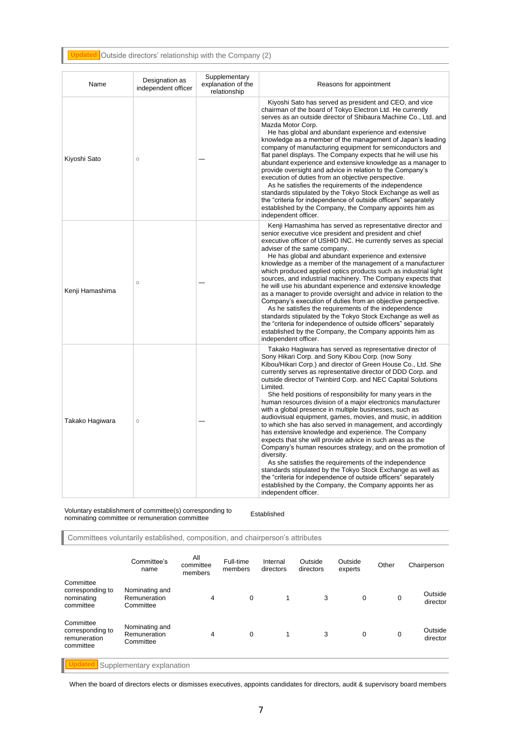**Updated** Outside directors' relationship with the Company (2)

| Name | Designation as independent officer | Supplementary explanation of the relationship | Reasons for appointment |
|---|---|---|---|
| Kiyoshi Sato | ○ | — | Kiyoshi Sato has served as president and CEO, and vice chairman of the board of Tokyo Electron Ltd. He currently serves as an outside director of Shibaura Machine Co., Ltd. and Mazda Motor Corp. He has global and abundant experience and extensive knowledge as a member of the management of Japan's leading company of manufacturing equipment for semiconductors and flat panel displays. The Company expects that he will use his abundant experience and extensive knowledge as a manager to provide oversight and advice in relation to the Company's execution of duties from an objective perspective. As he satisfies the requirements of the independence standards stipulated by the Tokyo Stock Exchange as well as the "criteria for independence of outside officers" separately established by the Company, the Company appoints him as independent officer. |
| Kenji Hamashima | ○ | — | Kenji Hamashima has served as representative director and senior executive vice president and president and chief executive officer of USHIO INC. He currently serves as special adviser of the same company. He has global and abundant experience and extensive knowledge as a member of the management of a manufacturer which produced applied optics products such as industrial light sources, and industrial machinery. The Company expects that he will use his abundant experience and extensive knowledge as a manager to provide oversight and advice in relation to the Company's execution of duties from an objective perspective. As he satisfies the requirements of the independence standards stipulated by the Tokyo Stock Exchange as well as the "criteria for independence of outside officers" separately established by the Company, the Company appoints him as independent officer. |
| Takako Hagiwara | ○ | — | Takako Hagiwara has served as representative director of Sony Hikari Corp. and Sony Kibou Corp. (now Sony Kibou/Hikari Corp.) and director of Green House Co., Ltd. She currently serves as representative director of DDD Corp. and outside director of Twinbird Corp. and NEC Capital Solutions Limited. She held positions of responsibility for many years in the human resources division of a major electronics manufacturer with a global presence in multiple businesses, such as audiovisual equipment, games, movies, and music, in addition to which she has also served in management, and accordingly has extensive knowledge and experience. The Company expects that she will provide advice in such areas as the Company's human resources strategy, and on the promotion of diversity. As she satisfies the requirements of the independence standards stipulated by the Tokyo Stock Exchange as well as the "criteria for independence of outside officers" separately established by the Company, the Company appoints her as independent officer. |

| Voluntary establishment of committee(s) corresponding to nominating committee or remuneration committee | Established |
|---|---|

Committees voluntarily established, composition, and chairperson's attributes

| | Committee's name | All committee members | Full-time members | Internal directors | Outside directors | Outside experts | Other | Chairperson |
|---|---|---|---|---|---|---|---|---|
| Committee corresponding to nominating committee | Nominating and Remuneration Committee | 4 | 0 | 1 | 3 | 0 | 0 | Outside director |
| Committee corresponding to remuneration committee | Nominating and Remuneration Committee | 4 | 0 | 1 | 3 | 0 | 0 | Outside director |

**Updated** Supplementary explanation

When the board of directors elects or dismisses executives, appoints candidates for directors, audit & supervisory board members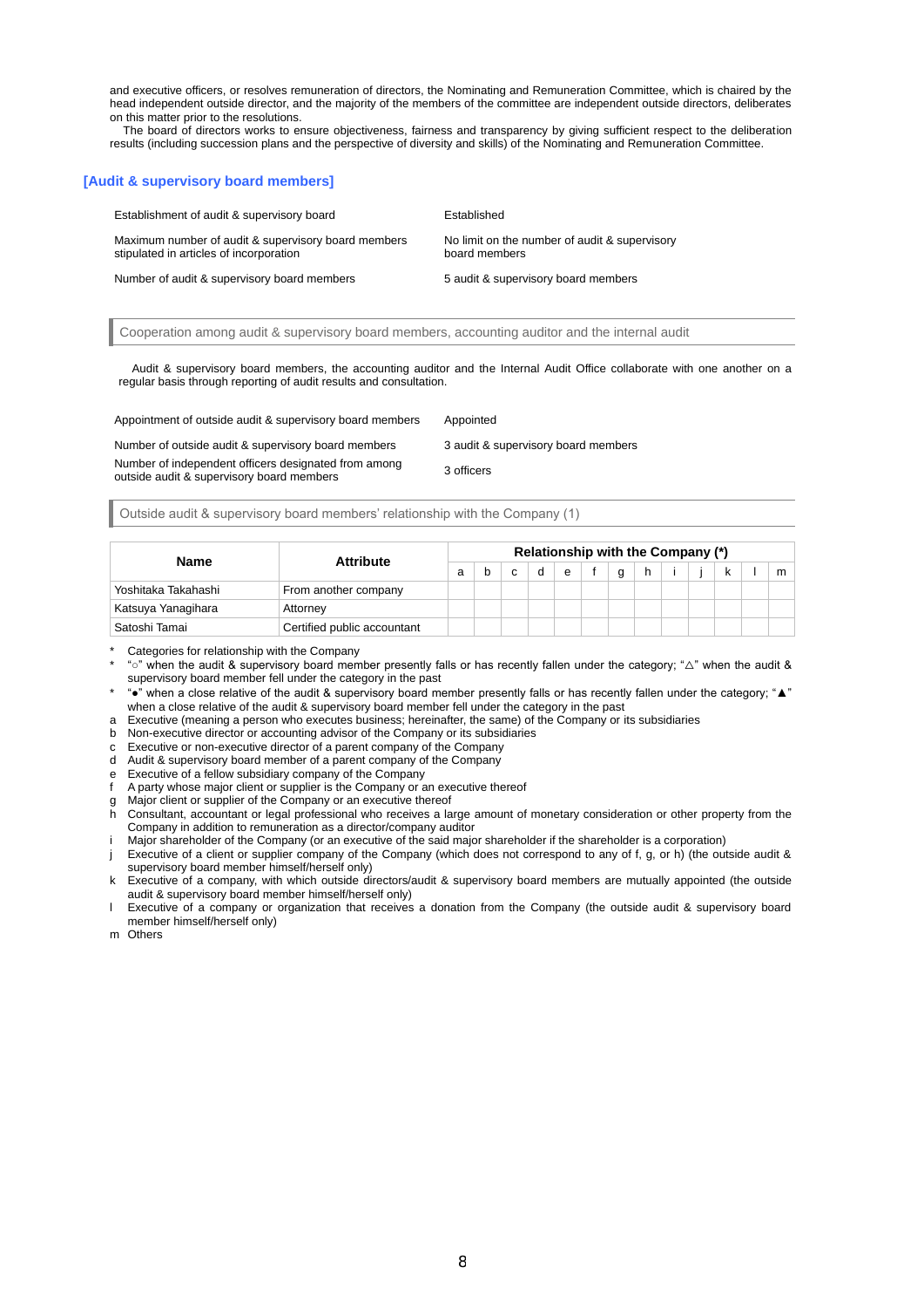and executive officers, or resolves remuneration of directors, the Nominating and Remuneration Committee, which is chaired by the head independent outside director, and the majority of the members of the committee are independent outside directors, deliberates on this matter prior to the resolutions.

The board of directors works to ensure objectiveness, fairness and transparency by giving sufficient respect to the deliberation results (including succession plans and the perspective of diversity and skills) of the Nominating and Remuneration Committee.

### [Audit & supervisory board members]

| | |
|---|---|
| Establishment of audit & supervisory board | Established |
| Maximum number of audit & supervisory board members stipulated in articles of incorporation | No limit on the number of audit & supervisory board members |
| Number of audit & supervisory board members | 5 audit & supervisory board members |

#### Cooperation among audit & supervisory board members, accounting auditor and the internal audit

Audit & supervisory board members, the accounting auditor and the Internal Audit Office collaborate with one another on a regular basis through reporting of audit results and consultation.

| | |
|---|---|
| Appointment of outside audit & supervisory board members | Appointed |
| Number of outside audit & supervisory board members | 3 audit & supervisory board members |
| Number of independent officers designated from among outside audit & supervisory board members | 3 officers |

#### Outside audit & supervisory board members' relationship with the Company (1)

| Name | Attribute | Relationship with the Company (*) | | | | | | | | | | | | |
|---|---|---|---|---|---|---|---|---|---|---|---|---|---|---|
| | | a | b | c | d | e | f | g | h | i | j | k | l | m |
| Yoshitaka Takahashi | From another company | | | | | | | | | | | | | |
| Katsuya Yanagihara | Attorney | | | | | | | | | | | | | |
| Satoshi Tamai | Certified public accountant | | | | | | | | | | | | | |

\* Categories for relationship with the Company

\* "○" when the audit & supervisory board member presently falls or has recently fallen under the category; "△" when the audit & supervisory board member fell under the category in the past

\* "●" when a close relative of the audit & supervisory board member presently falls or has recently fallen under the category; "▲" when a close relative of the audit & supervisory board member fell under the category in the past

a Executive (meaning a person who executes business; hereinafter, the same) of the Company or its subsidiaries
b Non-executive director or accounting advisor of the Company or its subsidiaries
c Executive or non-executive director of a parent company of the Company
d Audit & supervisory board member of a parent company of the Company
e Executive of a fellow subsidiary company of the Company
f A party whose major client or supplier is the Company or an executive thereof
g Major client or supplier of the Company or an executive thereof
h Consultant, accountant or legal professional who receives a large amount of monetary consideration or other property from the Company in addition to remuneration as a director/company auditor
i Major shareholder of the Company (or an executive of the said major shareholder if the shareholder is a corporation)
j Executive of a client or supplier company of the Company (which does not correspond to any of f, g, or h) (the outside audit & supervisory board member himself/herself only)
k Executive of a company, with which outside directors/audit & supervisory board members are mutually appointed (the outside audit & supervisory board member himself/herself only)
l Executive of a company or organization that receives a donation from the Company (the outside audit & supervisory board member himself/herself only)
m Others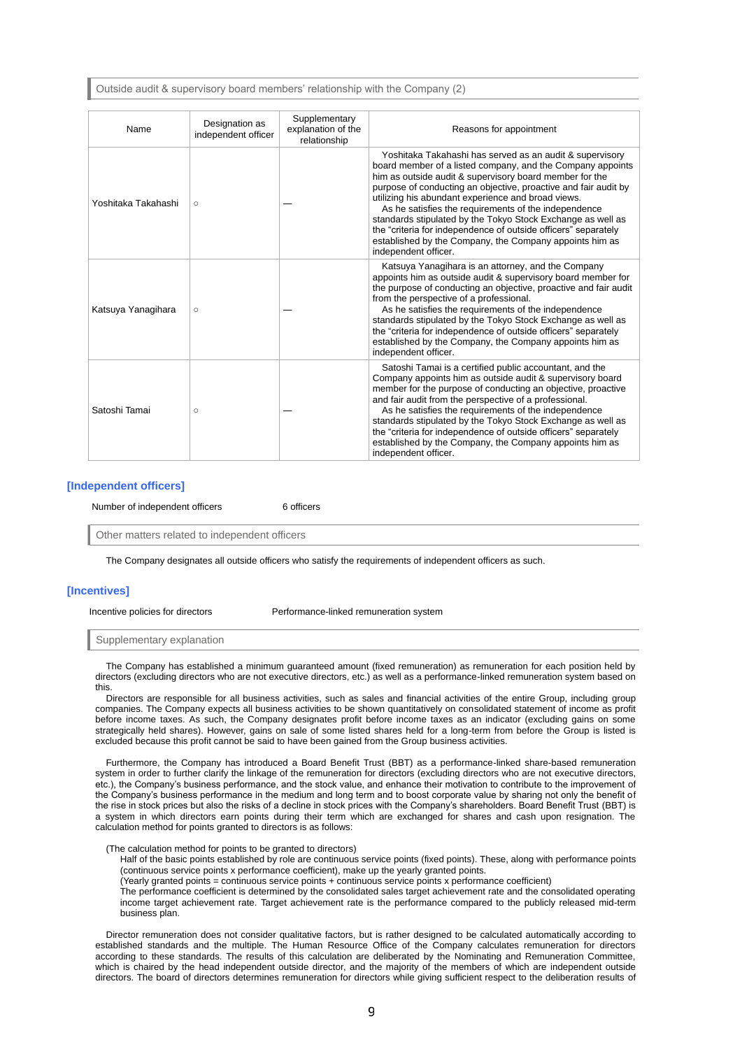Outside audit & supervisory board members' relationship with the Company (2)

| Name | Designation as independent officer | Supplementary explanation of the relationship | Reasons for appointment |
|---|---|---|---|
| Yoshitaka Takahashi | ○ | — | Yoshitaka Takahashi has served as an audit & supervisory board member of a listed company, and the Company appoints him as outside audit & supervisory board member for the purpose of conducting an objective, proactive and fair audit by utilizing his abundant experience and broad views. As he satisfies the requirements of the independence standards stipulated by the Tokyo Stock Exchange as well as the "criteria for independence of outside officers" separately established by the Company, the Company appoints him as independent officer. |
| Katsuya Yanagihara | ○ | — | Katsuya Yanagihara is an attorney, and the Company appoints him as outside audit & supervisory board member for the purpose of conducting an objective, proactive and fair audit from the perspective of a professional. As he satisfies the requirements of the independence standards stipulated by the Tokyo Stock Exchange as well as the "criteria for independence of outside officers" separately established by the Company, the Company appoints him as independent officer. |
| Satoshi Tamai | ○ | — | Satoshi Tamai is a certified public accountant, and the Company appoints him as outside audit & supervisory board member for the purpose of conducting an objective, proactive and fair audit from the perspective of a professional. As he satisfies the requirements of the independence standards stipulated by the Tokyo Stock Exchange as well as the "criteria for independence of outside officers" separately established by the Company, the Company appoints him as independent officer. |

## [Independent officers]

Number of independent officers: 6 officers

Other matters related to independent officers

The Company designates all outside officers who satisfy the requirements of independent officers as such.

## [Incentives]

Incentive policies for directors: Performance-linked remuneration system

Supplementary explanation

The Company has established a minimum guaranteed amount (fixed remuneration) as remuneration for each position held by directors (excluding directors who are not executive directors, etc.) as well as a performance-linked remuneration system based on this.

Directors are responsible for all business activities, such as sales and financial activities of the entire Group, including group companies. The Company expects all business activities to be shown quantitatively on consolidated statement of income as profit before income taxes. As such, the Company designates profit before income taxes as an indicator (excluding gains on some strategically held shares). However, gains on sale of some listed shares held for a long-term from before the Group is listed is excluded because this profit cannot be said to have been gained from the Group business activities.

Furthermore, the Company has introduced a Board Benefit Trust (BBT) as a performance-linked share-based remuneration system in order to further clarify the linkage of the remuneration for directors (excluding directors who are not executive directors, etc.), the Company's business performance, and the stock value, and enhance their motivation to contribute to the improvement of the Company's business performance in the medium and long term and to boost corporate value by sharing not only the benefit of the rise in stock prices but also the risks of a decline in stock prices with the Company's shareholders. Board Benefit Trust (BBT) is a system in which directors earn points during their term which are exchanged for shares and cash upon resignation. The calculation method for points granted to directors is as follows:

(The calculation method for points to be granted to directors)

Half of the basic points established by role are continuous service points (fixed points). These, along with performance points (continuous service points x performance coefficient), make up the yearly granted points.
(Yearly granted points = continuous service points + continuous service points x performance coefficient)
The performance coefficient is determined by the consolidated sales target achievement rate and the consolidated operating income target achievement rate. Target achievement rate is the performance compared to the publicly released mid-term business plan.

Director remuneration does not consider qualitative factors, but is rather designed to be calculated automatically according to established standards and the multiple. The Human Resource Office of the Company calculates remuneration for directors according to these standards. The results of this calculation are deliberated by the Nominating and Remuneration Committee, which is chaired by the head independent outside director, and the majority of the members of which are independent outside directors. The board of directors determines remuneration for directors while giving sufficient respect to the deliberation results of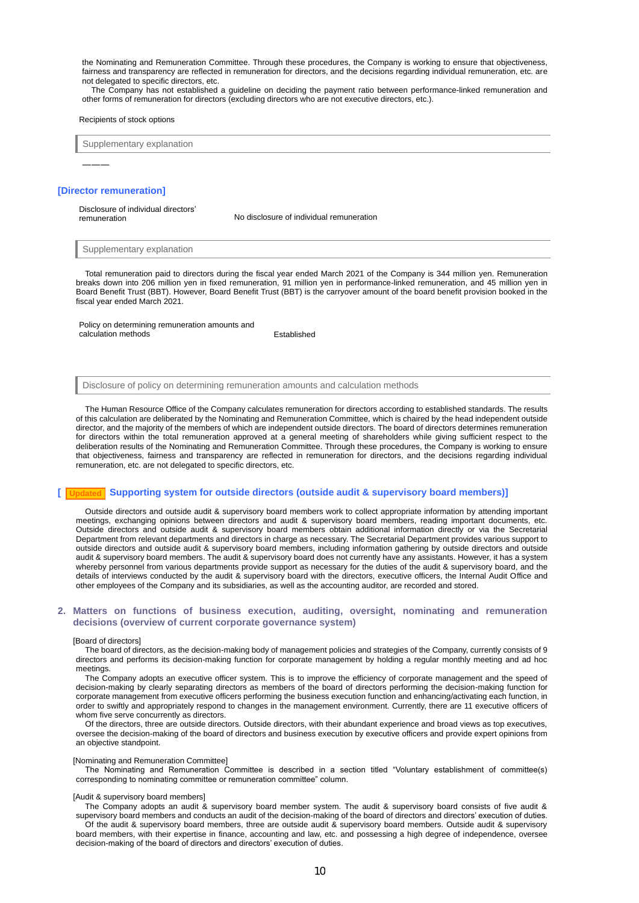the Nominating and Remuneration Committee. Through these procedures, the Company is working to ensure that objectiveness, fairness and transparency are reflected in remuneration for directors, and the decisions regarding individual remuneration, etc. are not delegated to specific directors, etc.

The Company has not established a guideline on deciding the payment ratio between performance-linked remuneration and other forms of remuneration for directors (excluding directors who are not executive directors, etc.).

| Recipients of stock options | |
|---|---|

Supplementary explanation

———

### [Director remuneration]

| Disclosure of individual directors' remuneration | No disclosure of individual remuneration |
|---|---|

Supplementary explanation

Total remuneration paid to directors during the fiscal year ended March 2021 of the Company is 344 million yen. Remuneration breaks down into 206 million yen in fixed remuneration, 91 million yen in performance-linked remuneration, and 45 million yen in Board Benefit Trust (BBT). However, Board Benefit Trust (BBT) is the carryover amount of the board benefit provision booked in the fiscal year ended March 2021.

| Policy on determining remuneration amounts and calculation methods | Established |
|---|---|

Disclosure of policy on determining remuneration amounts and calculation methods

The Human Resource Office of the Company calculates remuneration for directors according to established standards. The results of this calculation are deliberated by the Nominating and Remuneration Committee, which is chaired by the head independent outside director, and the majority of the members of which are independent outside directors. The board of directors determines remuneration for directors within the total remuneration approved at a general meeting of shareholders while giving sufficient respect to the deliberation results of the Nominating and Remuneration Committee. Through these procedures, the Company is working to ensure that objectiveness, fairness and transparency are reflected in remuneration for directors, and the decisions regarding individual remuneration, etc. are not delegated to specific directors, etc.

### [ Updated Supporting system for outside directors (outside audit & supervisory board members)]

Outside directors and outside audit & supervisory board members work to collect appropriate information by attending important meetings, exchanging opinions between directors and audit & supervisory board members, reading important documents, etc. Outside directors and outside audit & supervisory board members obtain additional information directly or via the Secretarial Department from relevant departments and directors in charge as necessary. The Secretarial Department provides various support to outside directors and outside audit & supervisory board members, including information gathering by outside directors and outside audit & supervisory board members. The audit & supervisory board does not currently have any assistants. However, it has a system whereby personnel from various departments provide support as necessary for the duties of the audit & supervisory board, and the details of interviews conducted by the audit & supervisory board with the directors, executive officers, the Internal Audit Office and other employees of the Company and its subsidiaries, as well as the accounting auditor, are recorded and stored.

## 2. Matters on functions of business execution, auditing, oversight, nominating and remuneration decisions (overview of current corporate governance system)

[Board of directors]

The board of directors, as the decision-making body of management policies and strategies of the Company, currently consists of 9 directors and performs its decision-making function for corporate management by holding a regular monthly meeting and ad hoc meetings.

The Company adopts an executive officer system. This is to improve the efficiency of corporate management and the speed of decision-making by clearly separating directors as members of the board of directors performing the decision-making function for corporate management from executive officers performing the business execution function and enhancing/activating each function, in order to swiftly and appropriately respond to changes in the management environment. Currently, there are 11 executive officers of whom five serve concurrently as directors.

Of the directors, three are outside directors. Outside directors, with their abundant experience and broad views as top executives, oversee the decision-making of the board of directors and business execution by executive officers and provide expert opinions from an objective standpoint.

[Nominating and Remuneration Committee]

The Nominating and Remuneration Committee is described in a section titled "Voluntary establishment of committee(s) corresponding to nominating committee or remuneration committee" column.

[Audit & supervisory board members]

The Company adopts an audit & supervisory board member system. The audit & supervisory board consists of five audit & supervisory board members and conducts an audit of the decision-making of the board of directors and directors' execution of duties.

Of the audit & supervisory board members, three are outside audit & supervisory board members. Outside audit & supervisory board members, with their expertise in finance, accounting and law, etc. and possessing a high degree of independence, oversee decision-making of the board of directors and directors' execution of duties.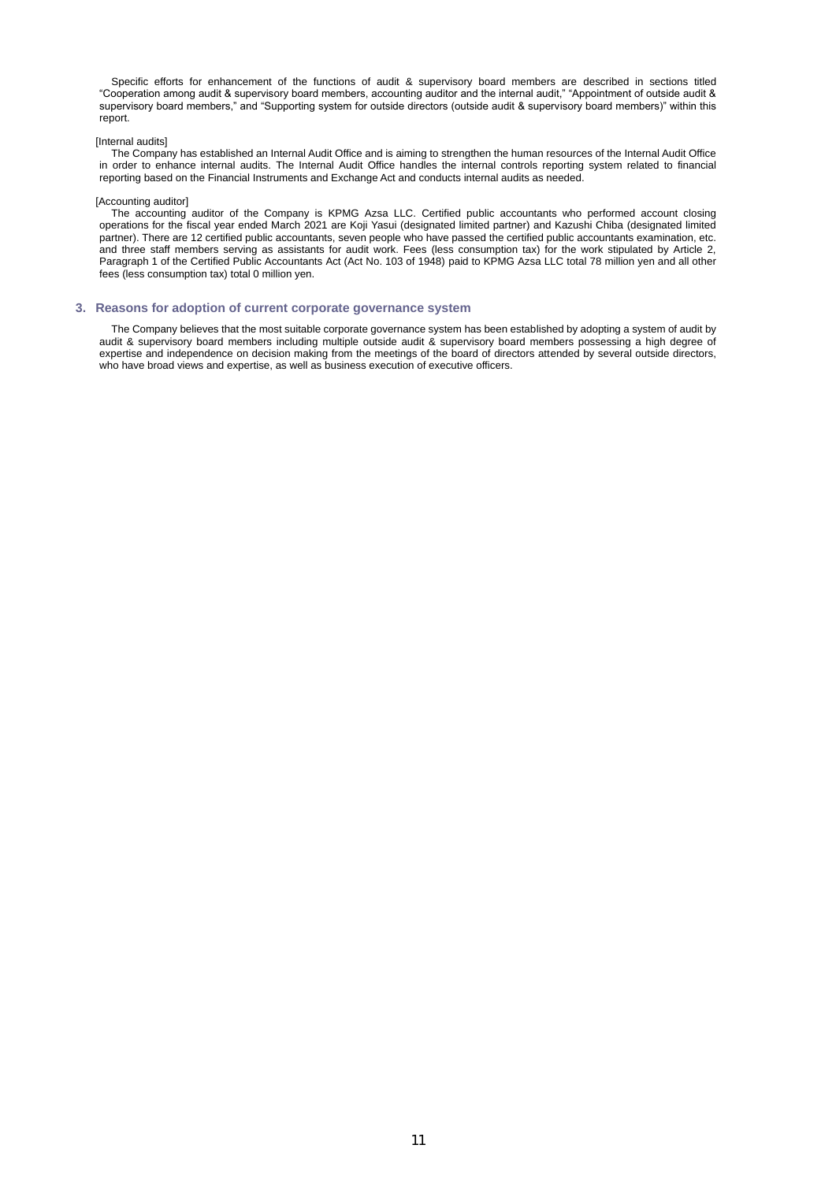Specific efforts for enhancement of the functions of audit & supervisory board members are described in sections titled "Cooperation among audit & supervisory board members, accounting auditor and the internal audit," "Appointment of outside audit & supervisory board members," and "Supporting system for outside directors (outside audit & supervisory board members)" within this report.

[Internal audits]

The Company has established an Internal Audit Office and is aiming to strengthen the human resources of the Internal Audit Office in order to enhance internal audits. The Internal Audit Office handles the internal controls reporting system related to financial reporting based on the Financial Instruments and Exchange Act and conducts internal audits as needed.

[Accounting auditor]

The accounting auditor of the Company is KPMG Azsa LLC. Certified public accountants who performed account closing operations for the fiscal year ended March 2021 are Koji Yasui (designated limited partner) and Kazushi Chiba (designated limited partner). There are 12 certified public accountants, seven people who have passed the certified public accountants examination, etc. and three staff members serving as assistants for audit work. Fees (less consumption tax) for the work stipulated by Article 2, Paragraph 1 of the Certified Public Accountants Act (Act No. 103 of 1948) paid to KPMG Azsa LLC total 78 million yen and all other fees (less consumption tax) total 0 million yen.

## 3. Reasons for adoption of current corporate governance system

The Company believes that the most suitable corporate governance system has been established by adopting a system of audit by audit & supervisory board members including multiple outside audit & supervisory board members possessing a high degree of expertise and independence on decision making from the meetings of the board of directors attended by several outside directors, who have broad views and expertise, as well as business execution of executive officers.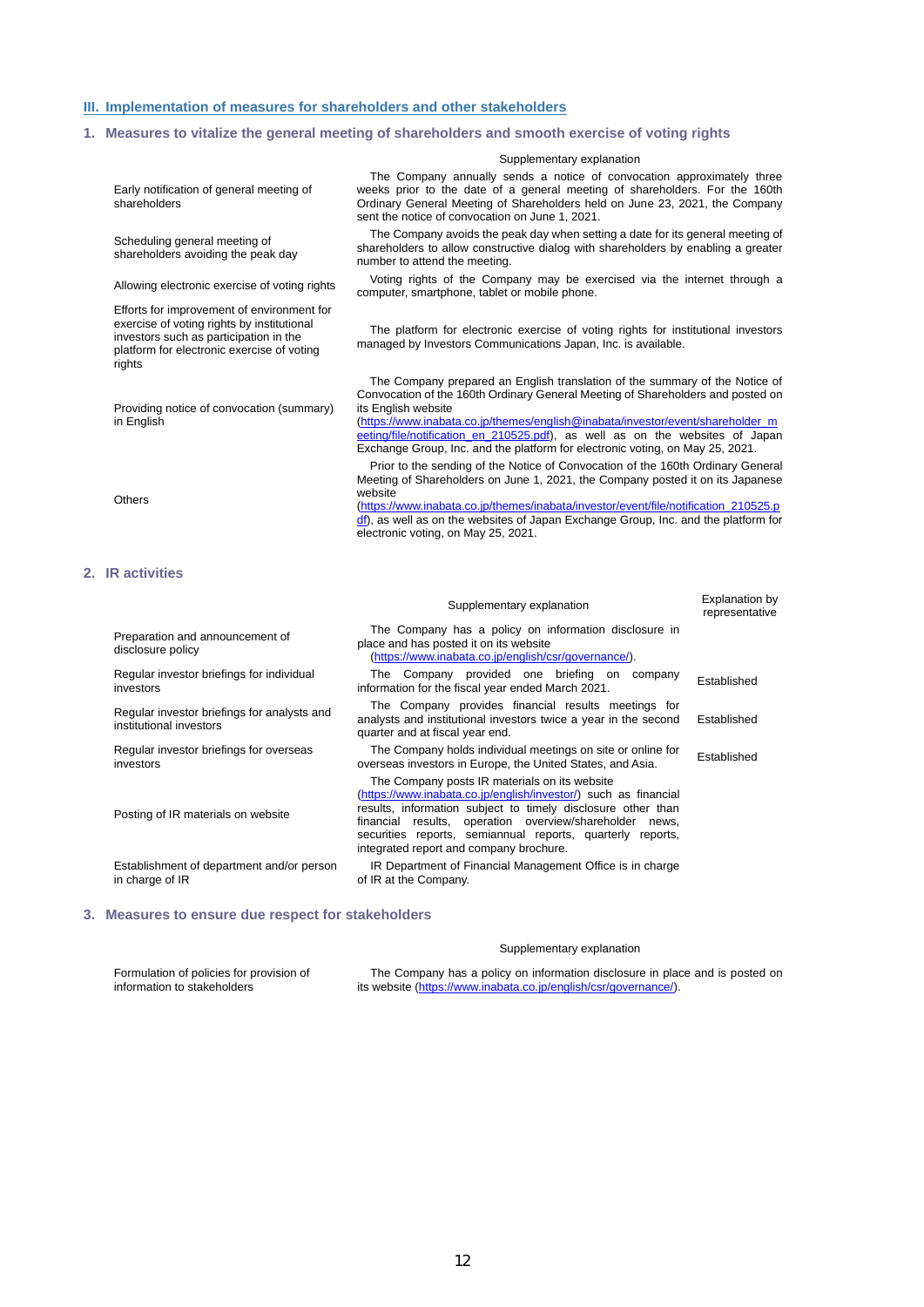## III. Implementation of measures for shareholders and other stakeholders

### 1. Measures to vitalize the general meeting of shareholders and smooth exercise of voting rights

| | Supplementary explanation |
|---|---|
| Early notification of general meeting of shareholders | The Company annually sends a notice of convocation approximately three weeks prior to the date of a general meeting of shareholders. For the 160th Ordinary General Meeting of Shareholders held on June 23, 2021, the Company sent the notice of convocation on June 1, 2021. |
| Scheduling general meeting of shareholders avoiding the peak day | The Company avoids the peak day when setting a date for its general meeting of shareholders to allow constructive dialog with shareholders by enabling a greater number to attend the meeting. |
| Allowing electronic exercise of voting rights | Voting rights of the Company may be exercised via the internet through a computer, smartphone, tablet or mobile phone. |
| Efforts for improvement of environment for exercise of voting rights by institutional investors such as participation in the platform for electronic exercise of voting rights | The platform for electronic exercise of voting rights for institutional investors managed by Investors Communications Japan, Inc. is available. |
| Providing notice of convocation (summary) in English | The Company prepared an English translation of the summary of the Notice of Convocation of the 160th Ordinary General Meeting of Shareholders and posted on its English website (https://www.inabata.co.jp/themes/english@inabata/investor/event/shareholder_meeting/file/notification_en_210525.pdf), as well as on the websites of Japan Exchange Group, Inc. and the platform for electronic voting, on May 25, 2021. |
| Others | Prior to the sending of the Notice of Convocation of the 160th Ordinary General Meeting of Shareholders on June 1, 2021, the Company posted it on its Japanese website (https://www.inabata.co.jp/themes/inabata/investor/event/file/notification_210525.pdf), as well as on the websites of Japan Exchange Group, Inc. and the platform for electronic voting, on May 25, 2021. |

### 2. IR activities

| | Supplementary explanation | Explanation by representative |
|---|---|---|
| Preparation and announcement of disclosure policy | The Company has a policy on information disclosure in place and has posted it on its website (https://www.inabata.co.jp/english/csr/governance/). | |
| Regular investor briefings for individual investors | The Company provided one briefing on company information for the fiscal year ended March 2021. | Established |
| Regular investor briefings for analysts and institutional investors | The Company provides financial results meetings for analysts and institutional investors twice a year in the second quarter and at fiscal year end. | Established |
| Regular investor briefings for overseas investors | The Company holds individual meetings on site or online for overseas investors in Europe, the United States, and Asia. | Established |
| Posting of IR materials on website | The Company posts IR materials on its website (https://www.inabata.co.jp/english/investor/) such as financial results, information subject to timely disclosure other than financial results, operation overview/shareholder news, securities reports, semiannual reports, quarterly reports, integrated report and company brochure. | |
| Establishment of department and/or person in charge of IR | IR Department of Financial Management Office is in charge of IR at the Company. | |

### 3. Measures to ensure due respect for stakeholders

| | Supplementary explanation |
|---|---|
| Formulation of policies for provision of information to stakeholders | The Company has a policy on information disclosure in place and is posted on its website (https://www.inabata.co.jp/english/csr/governance/). |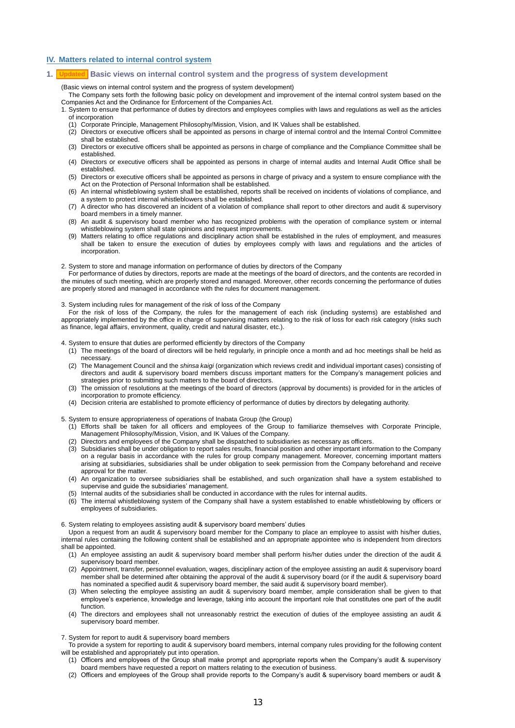## IV. Matters related to internal control system

### 1. Updated Basic views on internal control system and the progress of system development

(Basic views on internal control system and the progress of system development)

The Company sets forth the following basic policy on development and improvement of the internal control system based on the Companies Act and the Ordinance for Enforcement of the Companies Act.

1. System to ensure that performance of duties by directors and employees complies with laws and regulations as well as the articles of incorporation
   - (1) Corporate Principle, Management Philosophy/Mission, Vision, and IK Values shall be established.
   - (2) Directors or executive officers shall be appointed as persons in charge of internal control and the Internal Control Committee shall be established.
   - (3) Directors or executive officers shall be appointed as persons in charge of compliance and the Compliance Committee shall be established.
   - (4) Directors or executive officers shall be appointed as persons in charge of internal audits and Internal Audit Office shall be established.
   - (5) Directors or executive officers shall be appointed as persons in charge of privacy and a system to ensure compliance with the Act on the Protection of Personal Information shall be established.
   - (6) An internal whistleblowing system shall be established, reports shall be received on incidents of violations of compliance, and a system to protect internal whistleblowers shall be established.
   - (7) A director who has discovered an incident of a violation of compliance shall report to other directors and audit & supervisory board members in a timely manner.
   - (8) An audit & supervisory board member who has recognized problems with the operation of compliance system or internal whistleblowing system shall state opinions and request improvements.
   - (9) Matters relating to office regulations and disciplinary action shall be established in the rules of employment, and measures shall be taken to ensure the execution of duties by employees comply with laws and regulations and the articles of incorporation.

2. System to store and manage information on performance of duties by directors of the Company

   For performance of duties by directors, reports are made at the meetings of the board of directors, and the contents are recorded in the minutes of such meeting, which are properly stored and managed. Moreover, other records concerning the performance of duties are properly stored and managed in accordance with the rules for document management.

3. System including rules for management of the risk of loss of the Company

   For the risk of loss of the Company, the rules for the management of each risk (including systems) are established and appropriately implemented by the office in charge of supervising matters relating to the risk of loss for each risk category (risks such as finance, legal affairs, environment, quality, credit and natural disaster, etc.).

4. System to ensure that duties are performed efficiently by directors of the Company
   - (1) The meetings of the board of directors will be held regularly, in principle once a month and ad hoc meetings shall be held as necessary.
   - (2) The Management Council and the *shinsa kaigi* (organization which reviews credit and individual important cases) consisting of directors and audit & supervisory board members discuss important matters for the Company's management policies and strategies prior to submitting such matters to the board of directors.
   - (3) The omission of resolutions at the meetings of the board of directors (approval by documents) is provided for in the articles of incorporation to promote efficiency.
   - (4) Decision criteria are established to promote efficiency of performance of duties by directors by delegating authority.

5. System to ensure appropriateness of operations of Inabata Group (the Group)
   - (1) Efforts shall be taken for all officers and employees of the Group to familiarize themselves with Corporate Principle, Management Philosophy/Mission, Vision, and IK Values of the Company.
   - (2) Directors and employees of the Company shall be dispatched to subsidiaries as necessary as officers.
   - (3) Subsidiaries shall be under obligation to report sales results, financial position and other important information to the Company on a regular basis in accordance with the rules for group company management. Moreover, concerning important matters arising at subsidiaries, subsidiaries shall be under obligation to seek permission from the Company beforehand and receive approval for the matter.
   - (4) An organization to oversee subsidiaries shall be established, and such organization shall have a system established to supervise and guide the subsidiaries' management.
   - (5) Internal audits of the subsidiaries shall be conducted in accordance with the rules for internal audits.
   - (6) The internal whistleblowing system of the Company shall have a system established to enable whistleblowing by officers or employees of subsidiaries.

6. System relating to employees assisting audit & supervisory board members' duties

   Upon a request from an audit & supervisory board member for the Company to place an employee to assist with his/her duties, internal rules containing the following content shall be established and an appropriate appointee who is independent from directors shall be appointed.
   - (1) An employee assisting an audit & supervisory board member shall perform his/her duties under the direction of the audit & supervisory board member.
   - (2) Appointment, transfer, personnel evaluation, wages, disciplinary action of the employee assisting an audit & supervisory board member shall be determined after obtaining the approval of the audit & supervisory board (or if the audit & supervisory board has nominated a specified audit & supervisory board member, the said audit & supervisory board member).
   - (3) When selecting the employee assisting an audit & supervisory board member, ample consideration shall be given to that employee's experience, knowledge and leverage, taking into account the important role that constitutes one part of the audit function.
   - (4) The directors and employees shall not unreasonably restrict the execution of duties of the employee assisting an audit & supervisory board member.

7. System for report to audit & supervisory board members

   To provide a system for reporting to audit & supervisory board members, internal company rules providing for the following content will be established and appropriately put into operation.
   - (1) Officers and employees of the Group shall make prompt and appropriate reports when the Company's audit & supervisory board members have requested a report on matters relating to the execution of business.
   - (2) Officers and employees of the Group shall provide reports to the Company's audit & supervisory board members or audit &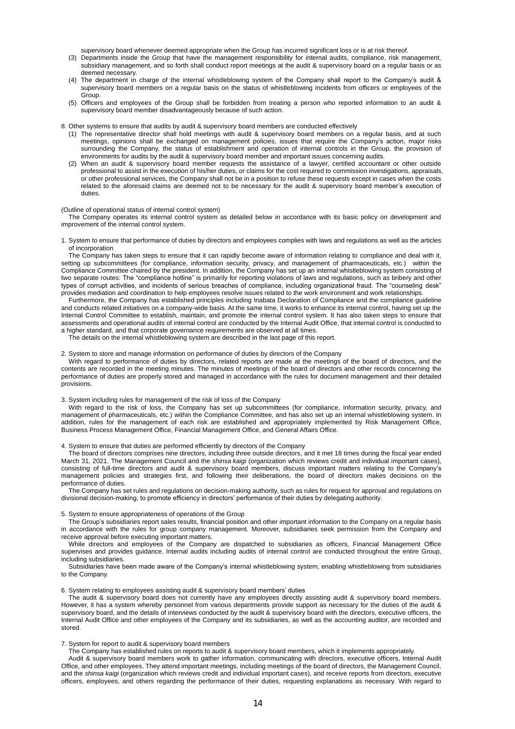supervisory board whenever deemed appropriate when the Group has incurred significant loss or is at risk thereof.

(3) Departments inside the Group that have the management responsibility for internal audits, compliance, risk management, subsidiary management, and so forth shall conduct report meetings at the audit & supervisory board on a regular basis or as deemed necessary.

(4) The department in charge of the internal whistleblowing system of the Company shall report to the Company's audit & supervisory board members on a regular basis on the status of whistleblowing incidents from officers or employees of the Group.

(5) Officers and employees of the Group shall be forbidden from treating a person who reported information to an audit & supervisory board member disadvantageously because of such action.

8. Other systems to ensure that audits by audit & supervisory board members are conducted effectively

(1) The representative director shall hold meetings with audit & supervisory board members on a regular basis, and at such meetings, opinions shall be exchanged on management policies, issues that require the Company's action, major risks surrounding the Company, the status of establishment and operation of internal controls in the Group, the provision of environments for audits by the audit & supervisory board member and important issues concerning audits.

(2) When an audit & supervisory board member requests the assistance of a lawyer, certified accountant or other outside professional to assist in the execution of his/her duties, or claims for the cost required to commission investigations, appraisals, or other professional services, the Company shall not be in a position to refuse these requests except in cases when the costs related to the aforesaid claims are deemed not to be necessary for the audit & supervisory board member's execution of duties.

(Outline of operational status of internal control system)

The Company operates its internal control system as detailed below in accordance with its basic policy on development and improvement of the internal control system.

1. System to ensure that performance of duties by directors and employees complies with laws and regulations as well as the articles of incorporation

The Company has taken steps to ensure that it can rapidly become aware of information relating to compliance and deal with it, setting up subcommittees (for compliance, information security, privacy, and management of pharmaceuticals, etc.) within the Compliance Committee chaired by the president. In addition, the Company has set up an internal whistleblowing system consisting of two separate routes: The "compliance hotline" is primarily for reporting violations of laws and regulations, such as bribery and other types of corrupt activities, and incidents of serious breaches of compliance, including organizational fraud. The "counseling desk" provides mediation and coordination to help employees resolve issues related to the work environment and work relationships.

Furthermore, the Company has established principles including Inabata Declaration of Compliance and the compliance guideline and conducts related initiatives on a company-wide basis. At the same time, it works to enhance its internal control, having set up the Internal Control Committee to establish, maintain, and promote the internal control system. It has also taken steps to ensure that assessments and operational audits of internal control are conducted by the Internal Audit Office, that internal control is conducted to a higher standard, and that corporate governance requirements are observed at all times.

The details on the internal whistleblowing system are described in the last page of this report.

2. System to store and manage information on performance of duties by directors of the Company

With regard to performance of duties by directors, related reports are made at the meetings of the board of directors, and the contents are recorded in the meeting minutes. The minutes of meetings of the board of directors and other records concerning the performance of duties are properly stored and managed in accordance with the rules for document management and their detailed provisions.

3. System including rules for management of the risk of loss of the Company

With regard to the risk of loss, the Company has set up subcommittees (for compliance, information security, privacy, and management of pharmaceuticals, etc.) within the Compliance Committee, and has also set up an internal whistleblowing system. In addition, rules for the management of each risk are established and appropriately implemented by Risk Management Office, Business Process Management Office, Financial Management Office, and General Affairs Office.

4. System to ensure that duties are performed efficiently by directors of the Company

The board of directors comprises nine directors, including three outside directors, and it met 18 times during the fiscal year ended March 31, 2021. The Management Council and the *shinsa kaigi* (organization which reviews credit and individual important cases), consisting of full-time directors and audit & supervisory board members, discuss important matters relating to the Company's management policies and strategies first, and following their deliberations, the board of directors makes decisions on the performance of duties.

The Company has set rules and regulations on decision-making authority, such as rules for request for approval and regulations on divisional decision-making, to promote efficiency in directors' performance of their duties by delegating authority.

5. System to ensure appropriateness of operations of the Group

The Group's subsidiaries report sales results, financial position and other important information to the Company on a regular basis in accordance with the rules for group company management. Moreover, subsidiaries seek permission from the Company and receive approval before executing important matters.

While directors and employees of the Company are dispatched to subsidiaries as officers, Financial Management Office supervises and provides guidance. Internal audits including audits of internal control are conducted throughout the entire Group, including subsidiaries.

Subsidiaries have been made aware of the Company's internal whistleblowing system, enabling whistleblowing from subsidiaries to the Company.

6. System relating to employees assisting audit & supervisory board members' duties

The audit & supervisory board does not currently have any employees directly assisting audit & supervisory board members. However, it has a system whereby personnel from various departments provide support as necessary for the duties of the audit & supervisory board, and the details of interviews conducted by the audit & supervisory board with the directors, executive officers, the Internal Audit Office and other employees of the Company and its subsidiaries, as well as the accounting auditor, are recorded and stored.

7. System for report to audit & supervisory board members

The Company has established rules on reports to audit & supervisory board members, which it implements appropriately.

Audit & supervisory board members work to gather information, communicating with directors, executive officers, Internal Audit Office, and other employees. They attend important meetings, including meetings of the board of directors, the Management Council, and the *shinsa kaigi* (organization which reviews credit and individual important cases), and receive reports from directors, executive officers, employees, and others regarding the performance of their duties, requesting explanations as necessary. With regard to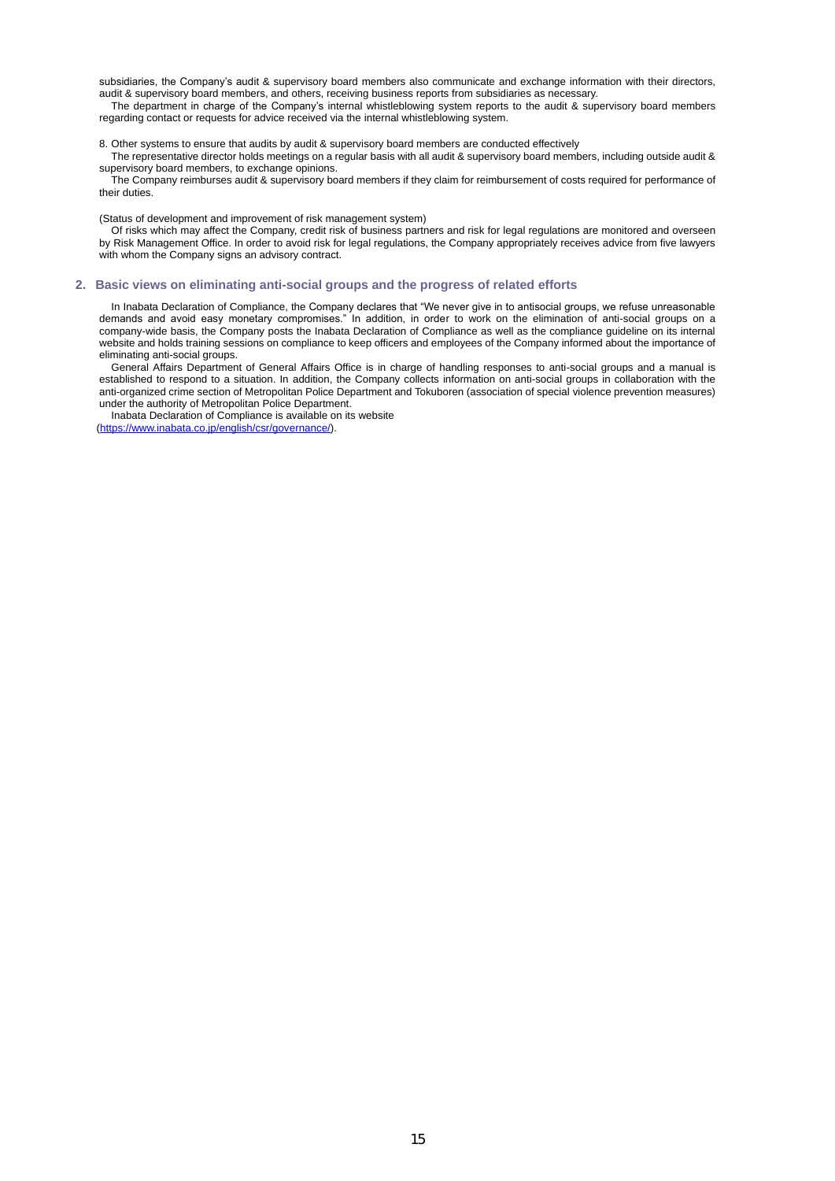subsidiaries, the Company's audit & supervisory board members also communicate and exchange information with their directors, audit & supervisory board members, and others, receiving business reports from subsidiaries as necessary.

The department in charge of the Company's internal whistleblowing system reports to the audit & supervisory board members regarding contact or requests for advice received via the internal whistleblowing system.

8. Other systems to ensure that audits by audit & supervisory board members are conducted effectively

The representative director holds meetings on a regular basis with all audit & supervisory board members, including outside audit & supervisory board members, to exchange opinions.

The Company reimburses audit & supervisory board members if they claim for reimbursement of costs required for performance of their duties.

(Status of development and improvement of risk management system)

Of risks which may affect the Company, credit risk of business partners and risk for legal regulations are monitored and overseen by Risk Management Office. In order to avoid risk for legal regulations, the Company appropriately receives advice from five lawyers with whom the Company signs an advisory contract.

## 2. Basic views on eliminating anti-social groups and the progress of related efforts

In Inabata Declaration of Compliance, the Company declares that "We never give in to antisocial groups, we refuse unreasonable demands and avoid easy monetary compromises." In addition, in order to work on the elimination of anti-social groups on a company-wide basis, the Company posts the Inabata Declaration of Compliance as well as the compliance guideline on its internal website and holds training sessions on compliance to keep officers and employees of the Company informed about the importance of eliminating anti-social groups.

General Affairs Department of General Affairs Office is in charge of handling responses to anti-social groups and a manual is established to respond to a situation. In addition, the Company collects information on anti-social groups in collaboration with the anti-organized crime section of Metropolitan Police Department and Tokuboren (association of special violence prevention measures) under the authority of Metropolitan Police Department.

Inabata Declaration of Compliance is available on its website (https://www.inabata.co.jp/english/csr/governance/).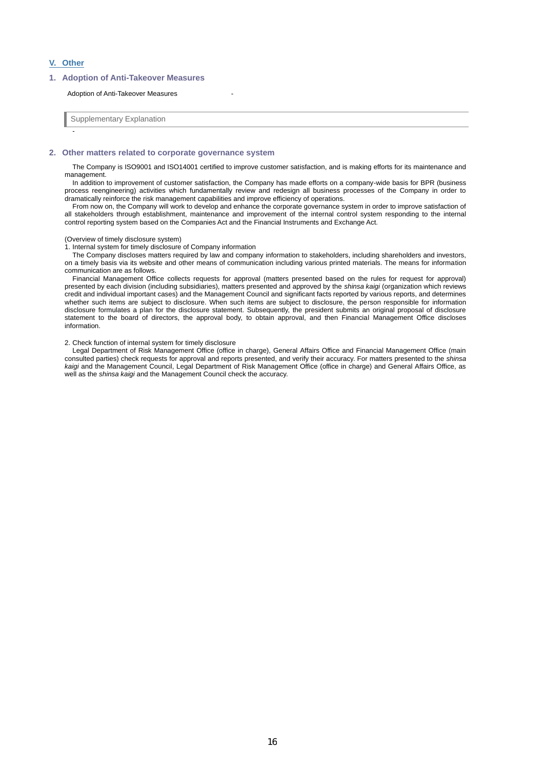## V. Other

### 1. Adoption of Anti-Takeover Measures

| Adoption of Anti-Takeover Measures | - |
|---|---|

Supplementary Explanation

-

### 2. Other matters related to corporate governance system

The Company is ISO9001 and ISO14001 certified to improve customer satisfaction, and is making efforts for its maintenance and management.

In addition to improvement of customer satisfaction, the Company has made efforts on a company-wide basis for BPR (business process reengineering) activities which fundamentally review and redesign all business processes of the Company in order to dramatically reinforce the risk management capabilities and improve efficiency of operations.

From now on, the Company will work to develop and enhance the corporate governance system in order to improve satisfaction of all stakeholders through establishment, maintenance and improvement of the internal control system responding to the internal control reporting system based on the Companies Act and the Financial Instruments and Exchange Act.

(Overview of timely disclosure system)

1. Internal system for timely disclosure of Company information

The Company discloses matters required by law and company information to stakeholders, including shareholders and investors, on a timely basis via its website and other means of communication including various printed materials. The means for information communication are as follows.

Financial Management Office collects requests for approval (matters presented based on the rules for request for approval) presented by each division (including subsidiaries), matters presented and approved by the *shinsa kaigi* (organization which reviews credit and individual important cases) and the Management Council and significant facts reported by various reports, and determines whether such items are subject to disclosure. When such items are subject to disclosure, the person responsible for information disclosure formulates a plan for the disclosure statement. Subsequently, the president submits an original proposal of disclosure statement to the board of directors, the approval body, to obtain approval, and then Financial Management Office discloses information.

2. Check function of internal system for timely disclosure

Legal Department of Risk Management Office (office in charge), General Affairs Office and Financial Management Office (main consulted parties) check requests for approval and reports presented, and verify their accuracy. For matters presented to the *shinsa kaigi* and the Management Council, Legal Department of Risk Management Office (office in charge) and General Affairs Office, as well as the *shinsa kaigi* and the Management Council check the accuracy.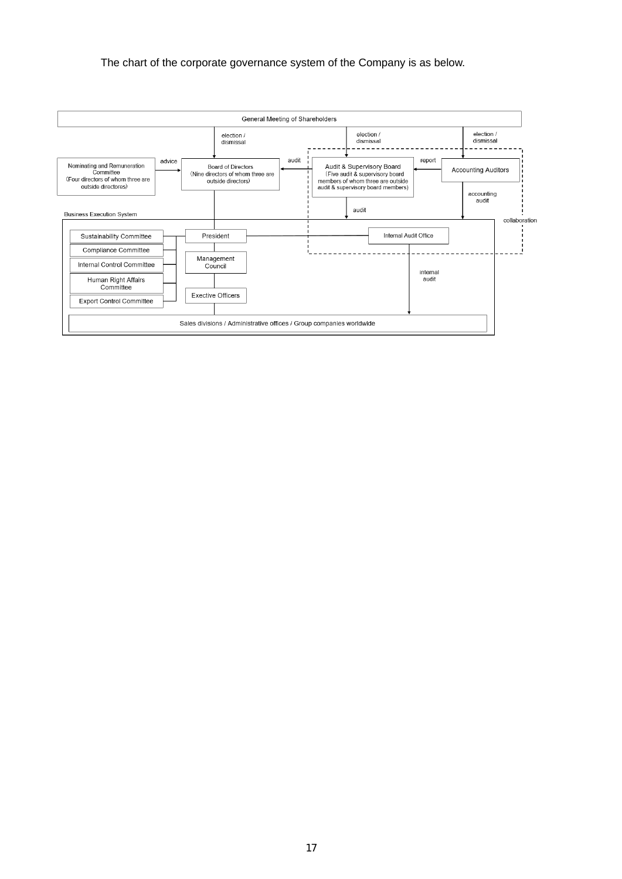The chart of the corporate governance system of the Company is as below.

General Meeting of Shareholders

election / dismissal

election / dismissal

election / dismissal

Nominating and Remuneration Committee (Four directors of whom three are outside directores)

advice

Board of Directors (Nine directors of whom three are outside directors)

audit

Audit & Supervisory Board (Five audit & supervisory board members of whom three are outside audit & supervisory board members)

report

Accounting Auditors

accounting audit

audit

collaboration

Business Execution System

Sustainability Committee

Compliance Committee

Internal Control Committee

Human Right Affairs Committee

Export Control Committee

President

Management Council

Exective Officers

Internal Audit Office

internal audit

Sales divisions / Administrative offices / Group companies worldwide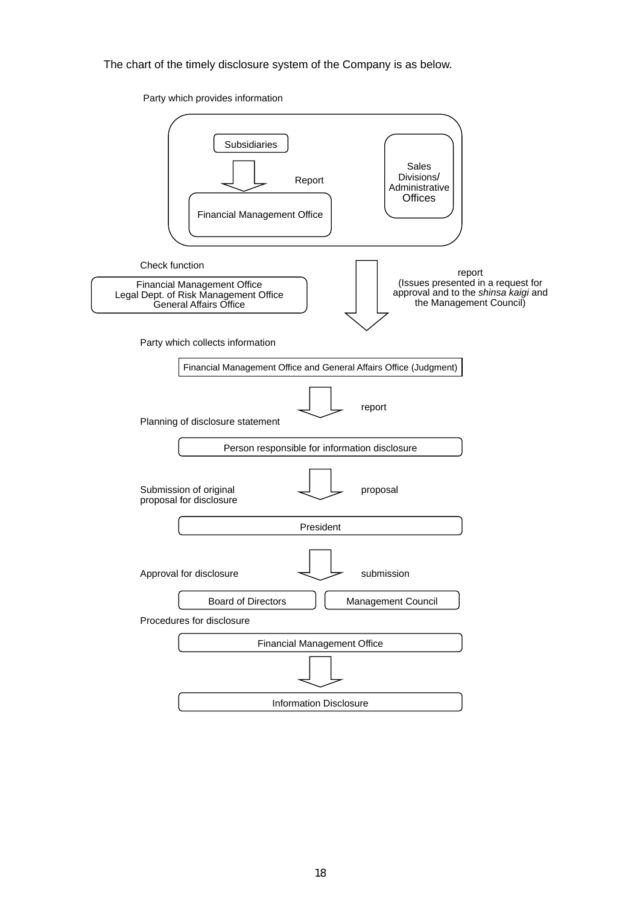The chart of the timely disclosure system of the Company is as below.

Party which provides information

- Subsidiaries
  - ↓ Report
- Financial Management Office
- Sales Divisions/ Administrative Offices

Check function

- Financial Management Office
- Legal Dept. of Risk Management Office
- General Affairs Office

↓ report (Issues presented in a request for approval and to the *shinsa kaigi* and the Management Council)

Party which collects information

- Financial Management Office and General Affairs Office (Judgment)

↓ report

Planning of disclosure statement

- Person responsible for information disclosure

↓ proposal

Submission of original proposal for disclosure

- President

↓ submission

Approval for disclosure

- Board of Directors
- Management Council

Procedures for disclosure

- Financial Management Office

↓

- Information Disclosure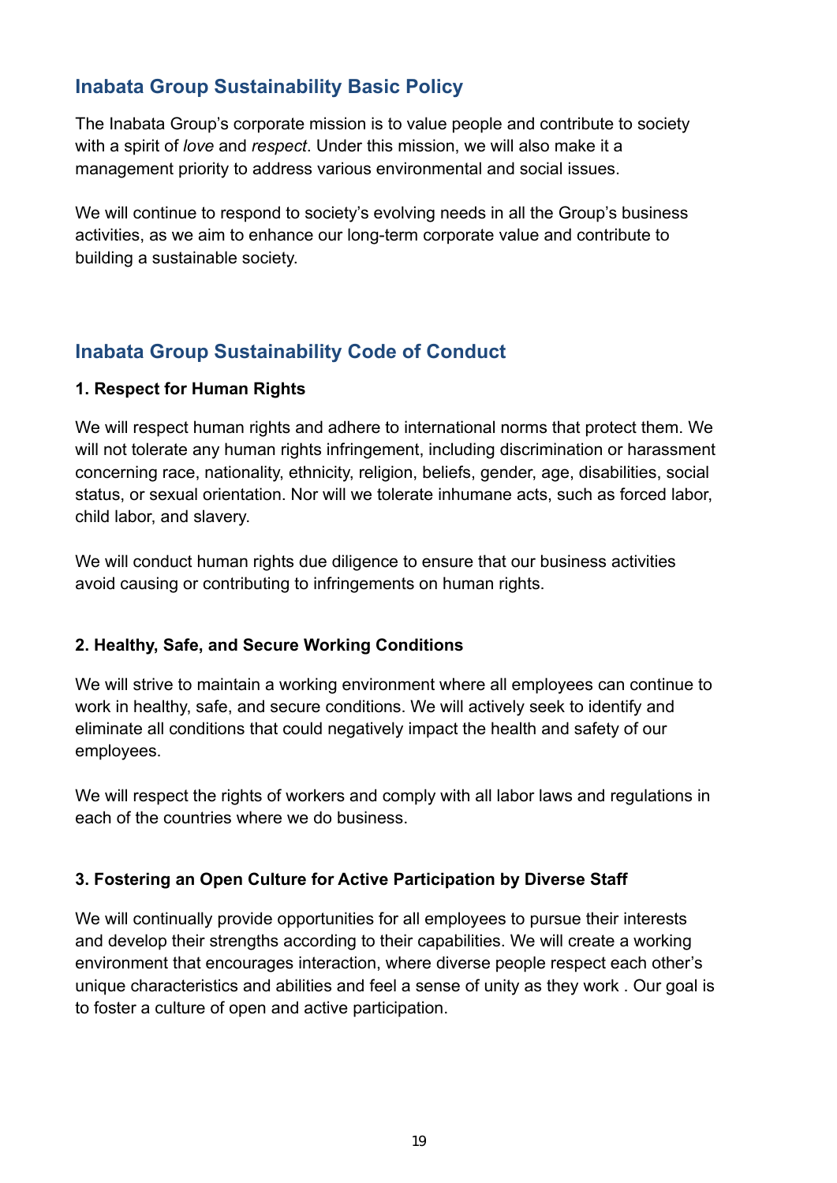## Inabata Group Sustainability Basic Policy

The Inabata Group's corporate mission is to value people and contribute to society with a spirit of *love* and *respect*. Under this mission, we will also make it a management priority to address various environmental and social issues.

We will continue to respond to society's evolving needs in all the Group's business activities, as we aim to enhance our long-term corporate value and contribute to building a sustainable society.

## Inabata Group Sustainability Code of Conduct

### 1. Respect for Human Rights

We will respect human rights and adhere to international norms that protect them. We will not tolerate any human rights infringement, including discrimination or harassment concerning race, nationality, ethnicity, religion, beliefs, gender, age, disabilities, social status, or sexual orientation. Nor will we tolerate inhumane acts, such as forced labor, child labor, and slavery.

We will conduct human rights due diligence to ensure that our business activities avoid causing or contributing to infringements on human rights.

### 2. Healthy, Safe, and Secure Working Conditions

We will strive to maintain a working environment where all employees can continue to work in healthy, safe, and secure conditions. We will actively seek to identify and eliminate all conditions that could negatively impact the health and safety of our employees.

We will respect the rights of workers and comply with all labor laws and regulations in each of the countries where we do business.

### 3. Fostering an Open Culture for Active Participation by Diverse Staff

We will continually provide opportunities for all employees to pursue their interests and develop their strengths according to their capabilities. We will create a working environment that encourages interaction, where diverse people respect each other's unique characteristics and abilities and feel a sense of unity as they work . Our goal is to foster a culture of open and active participation.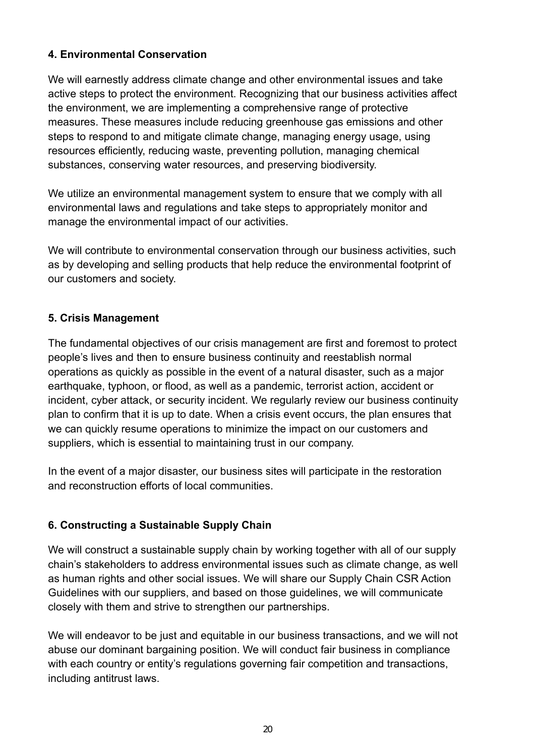### 4. Environmental Conservation

We will earnestly address climate change and other environmental issues and take active steps to protect the environment. Recognizing that our business activities affect the environment, we are implementing a comprehensive range of protective measures. These measures include reducing greenhouse gas emissions and other steps to respond to and mitigate climate change, managing energy usage, using resources efficiently, reducing waste, preventing pollution, managing chemical substances, conserving water resources, and preserving biodiversity.

We utilize an environmental management system to ensure that we comply with all environmental laws and regulations and take steps to appropriately monitor and manage the environmental impact of our activities.

We will contribute to environmental conservation through our business activities, such as by developing and selling products that help reduce the environmental footprint of our customers and society.

### 5. Crisis Management

The fundamental objectives of our crisis management are first and foremost to protect people's lives and then to ensure business continuity and reestablish normal operations as quickly as possible in the event of a natural disaster, such as a major earthquake, typhoon, or flood, as well as a pandemic, terrorist action, accident or incident, cyber attack, or security incident. We regularly review our business continuity plan to confirm that it is up to date. When a crisis event occurs, the plan ensures that we can quickly resume operations to minimize the impact on our customers and suppliers, which is essential to maintaining trust in our company.

In the event of a major disaster, our business sites will participate in the restoration and reconstruction efforts of local communities.

### 6. Constructing a Sustainable Supply Chain

We will construct a sustainable supply chain by working together with all of our supply chain's stakeholders to address environmental issues such as climate change, as well as human rights and other social issues. We will share our Supply Chain CSR Action Guidelines with our suppliers, and based on those guidelines, we will communicate closely with them and strive to strengthen our partnerships.

We will endeavor to be just and equitable in our business transactions, and we will not abuse our dominant bargaining position. We will conduct fair business in compliance with each country or entity's regulations governing fair competition and transactions, including antitrust laws.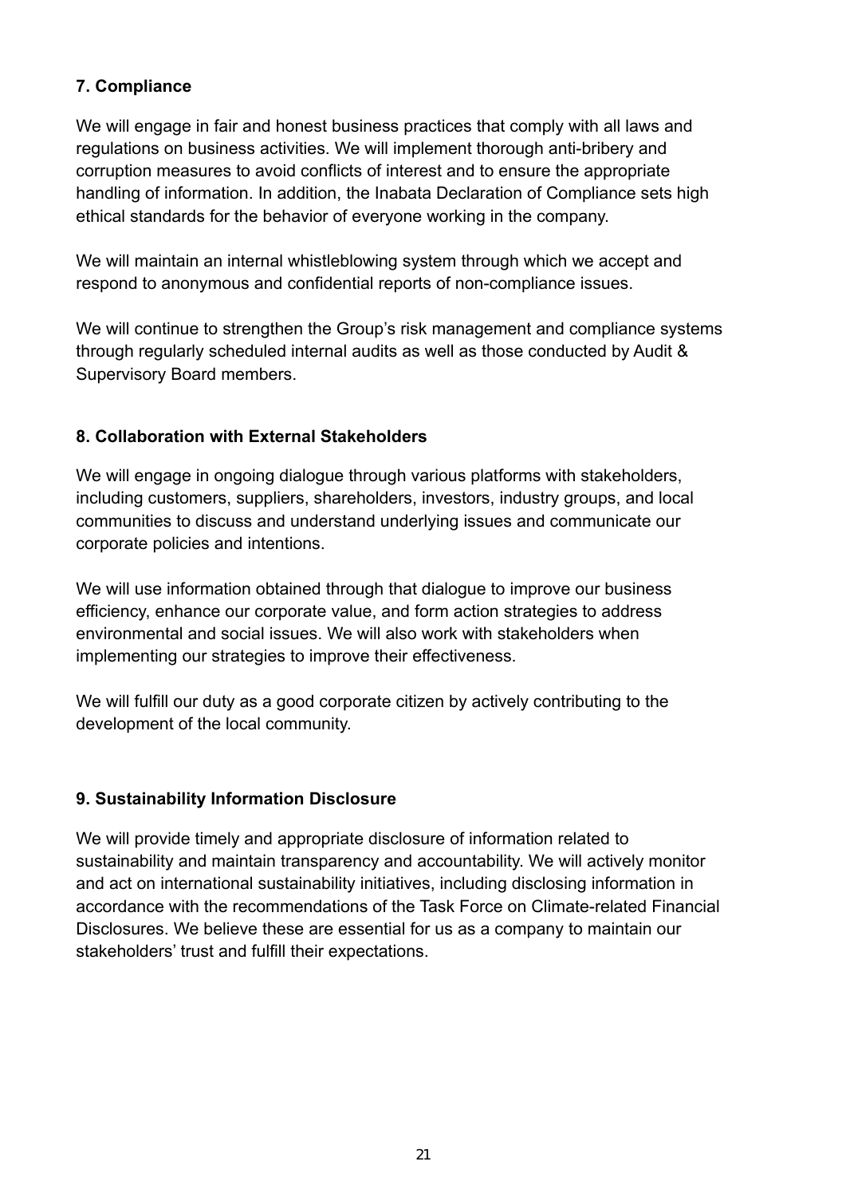**7. Compliance**

We will engage in fair and honest business practices that comply with all laws and regulations on business activities. We will implement thorough anti-bribery and corruption measures to avoid conflicts of interest and to ensure the appropriate handling of information. In addition, the Inabata Declaration of Compliance sets high ethical standards for the behavior of everyone working in the company.

We will maintain an internal whistleblowing system through which we accept and respond to anonymous and confidential reports of non-compliance issues.

We will continue to strengthen the Group's risk management and compliance systems through regularly scheduled internal audits as well as those conducted by Audit & Supervisory Board members.

**8. Collaboration with External Stakeholders**

We will engage in ongoing dialogue through various platforms with stakeholders, including customers, suppliers, shareholders, investors, industry groups, and local communities to discuss and understand underlying issues and communicate our corporate policies and intentions.

We will use information obtained through that dialogue to improve our business efficiency, enhance our corporate value, and form action strategies to address environmental and social issues. We will also work with stakeholders when implementing our strategies to improve their effectiveness.

We will fulfill our duty as a good corporate citizen by actively contributing to the development of the local community.

**9. Sustainability Information Disclosure**

We will provide timely and appropriate disclosure of information related to sustainability and maintain transparency and accountability. We will actively monitor and act on international sustainability initiatives, including disclosing information in accordance with the recommendations of the Task Force on Climate-related Financial Disclosures. We believe these are essential for us as a company to maintain our stakeholders' trust and fulfill their expectations.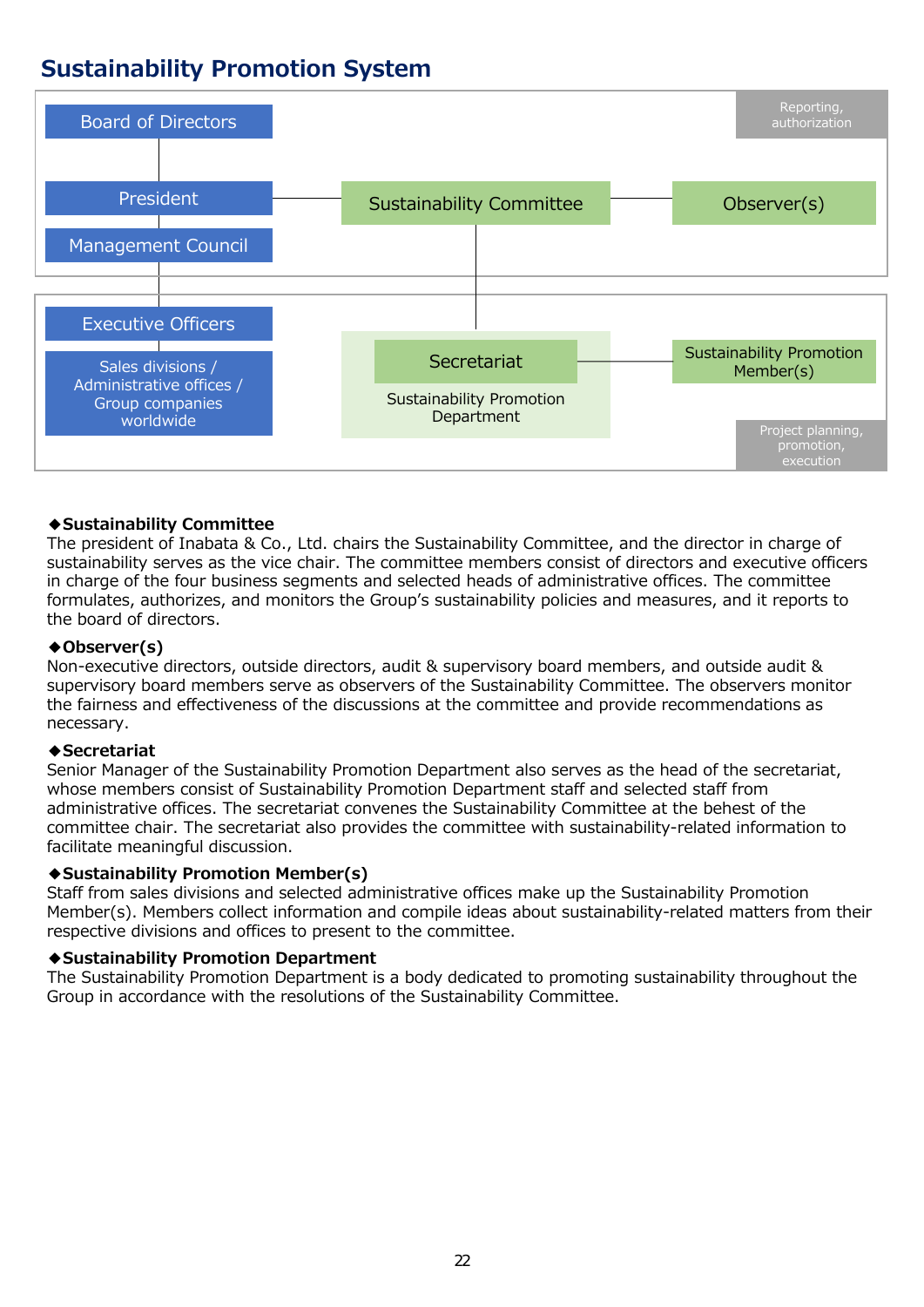## Sustainability Promotion System

Board of Directors

President

Management Council

Sustainability Committee

Observer(s)

Reporting, authorization

Executive Officers

Sales divisions / Administrative offices / Group companies worldwide

Secretariat

Sustainability Promotion Department

Sustainability Promotion Member(s)

Project planning, promotion, execution

**◆Sustainability Committee**
The president of Inabata & Co., Ltd. chairs the Sustainability Committee, and the director in charge of sustainability serves as the vice chair. The committee members consist of directors and executive officers in charge of the four business segments and selected heads of administrative offices. The committee formulates, authorizes, and monitors the Group's sustainability policies and measures, and it reports to the board of directors.

**◆Observer(s)**
Non-executive directors, outside directors, audit & supervisory board members, and outside audit & supervisory board members serve as observers of the Sustainability Committee. The observers monitor the fairness and effectiveness of the discussions at the committee and provide recommendations as necessary.

**◆Secretariat**
Senior Manager of the Sustainability Promotion Department also serves as the head of the secretariat, whose members consist of Sustainability Promotion Department staff and selected staff from administrative offices. The secretariat convenes the Sustainability Committee at the behest of the committee chair. The secretariat also provides the committee with sustainability-related information to facilitate meaningful discussion.

**◆Sustainability Promotion Member(s)**
Staff from sales divisions and selected administrative offices make up the Sustainability Promotion Member(s). Members collect information and compile ideas about sustainability-related matters from their respective divisions and offices to present to the committee.

**◆Sustainability Promotion Department**
The Sustainability Promotion Department is a body dedicated to promoting sustainability throughout the Group in accordance with the resolutions of the Sustainability Committee.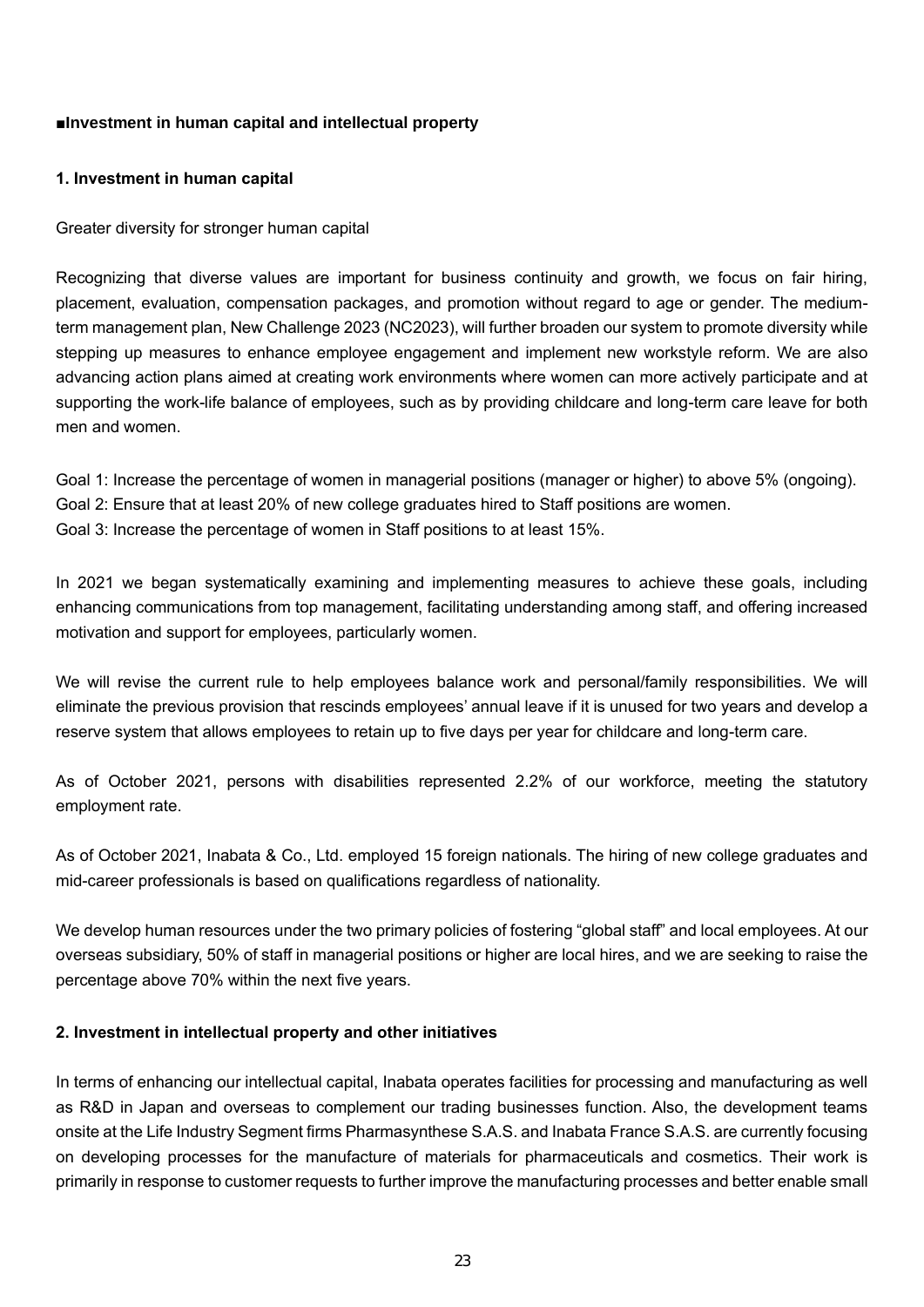## ■Investment in human capital and intellectual property

### 1. Investment in human capital

Greater diversity for stronger human capital

Recognizing that diverse values are important for business continuity and growth, we focus on fair hiring, placement, evaluation, compensation packages, and promotion without regard to age or gender. The medium-term management plan, New Challenge 2023 (NC2023), will further broaden our system to promote diversity while stepping up measures to enhance employee engagement and implement new workstyle reform. We are also advancing action plans aimed at creating work environments where women can more actively participate and at supporting the work-life balance of employees, such as by providing childcare and long-term care leave for both men and women.

Goal 1: Increase the percentage of women in managerial positions (manager or higher) to above 5% (ongoing).
Goal 2: Ensure that at least 20% of new college graduates hired to Staff positions are women.
Goal 3: Increase the percentage of women in Staff positions to at least 15%.

In 2021 we began systematically examining and implementing measures to achieve these goals, including enhancing communications from top management, facilitating understanding among staff, and offering increased motivation and support for employees, particularly women.

We will revise the current rule to help employees balance work and personal/family responsibilities. We will eliminate the previous provision that rescinds employees' annual leave if it is unused for two years and develop a reserve system that allows employees to retain up to five days per year for childcare and long-term care.

As of October 2021, persons with disabilities represented 2.2% of our workforce, meeting the statutory employment rate.

As of October 2021, Inabata & Co., Ltd. employed 15 foreign nationals. The hiring of new college graduates and mid-career professionals is based on qualifications regardless of nationality.

We develop human resources under the two primary policies of fostering "global staff" and local employees. At our overseas subsidiary, 50% of staff in managerial positions or higher are local hires, and we are seeking to raise the percentage above 70% within the next five years.

### 2. Investment in intellectual property and other initiatives

In terms of enhancing our intellectual capital, Inabata operates facilities for processing and manufacturing as well as R&D in Japan and overseas to complement our trading businesses function. Also, the development teams onsite at the Life Industry Segment firms Pharmasynthese S.A.S. and Inabata France S.A.S. are currently focusing on developing processes for the manufacture of materials for pharmaceuticals and cosmetics. Their work is primarily in response to customer requests to further improve the manufacturing processes and better enable small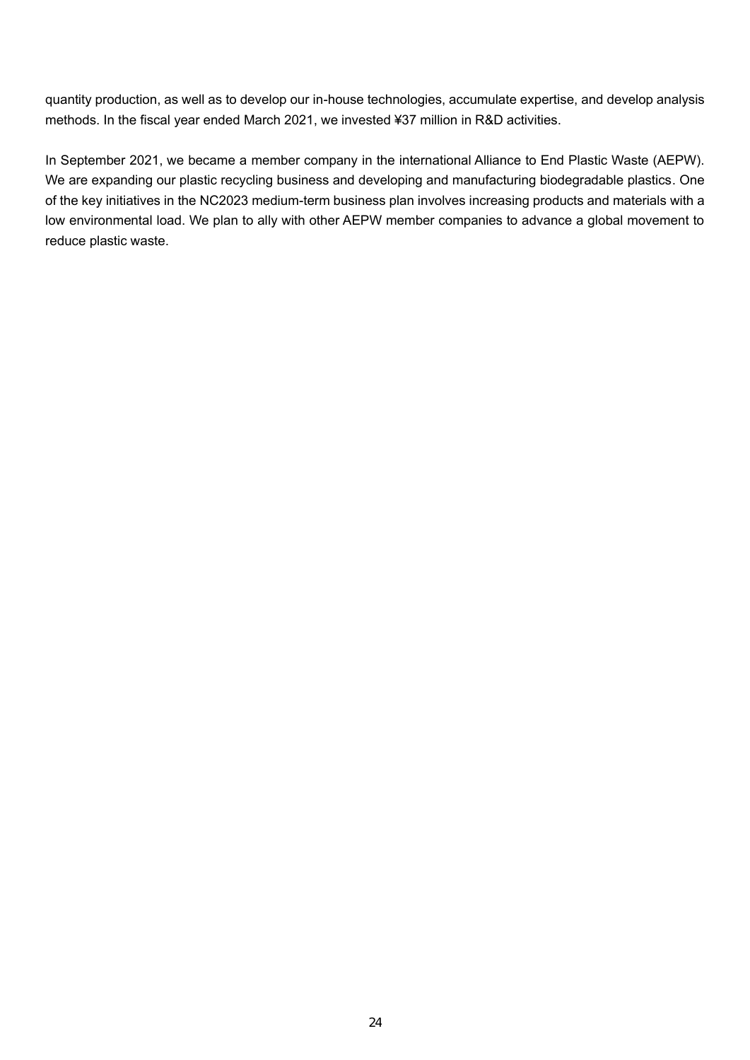quantity production, as well as to develop our in-house technologies, accumulate expertise, and develop analysis methods. In the fiscal year ended March 2021, we invested ¥37 million in R&D activities.

In September 2021, we became a member company in the international Alliance to End Plastic Waste (AEPW). We are expanding our plastic recycling business and developing and manufacturing biodegradable plastics. One of the key initiatives in the NC2023 medium-term business plan involves increasing products and materials with a low environmental load. We plan to ally with other AEPW member companies to advance a global movement to reduce plastic waste.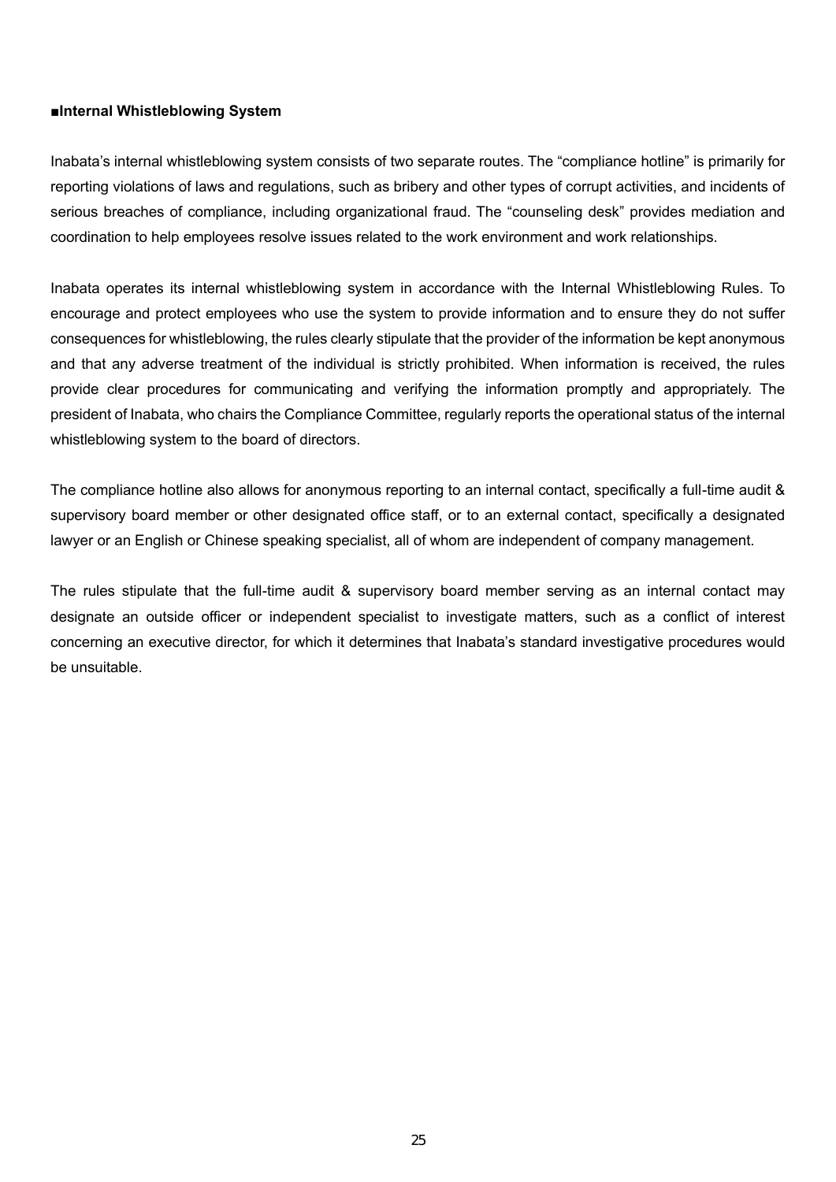■**Internal Whistleblowing System**

Inabata's internal whistleblowing system consists of two separate routes. The "compliance hotline" is primarily for reporting violations of laws and regulations, such as bribery and other types of corrupt activities, and incidents of serious breaches of compliance, including organizational fraud. The "counseling desk" provides mediation and coordination to help employees resolve issues related to the work environment and work relationships.

Inabata operates its internal whistleblowing system in accordance with the Internal Whistleblowing Rules. To encourage and protect employees who use the system to provide information and to ensure they do not suffer consequences for whistleblowing, the rules clearly stipulate that the provider of the information be kept anonymous and that any adverse treatment of the individual is strictly prohibited. When information is received, the rules provide clear procedures for communicating and verifying the information promptly and appropriately. The president of Inabata, who chairs the Compliance Committee, regularly reports the operational status of the internal whistleblowing system to the board of directors.

The compliance hotline also allows for anonymous reporting to an internal contact, specifically a full-time audit & supervisory board member or other designated office staff, or to an external contact, specifically a designated lawyer or an English or Chinese speaking specialist, all of whom are independent of company management.

The rules stipulate that the full-time audit & supervisory board member serving as an internal contact may designate an outside officer or independent specialist to investigate matters, such as a conflict of interest concerning an executive director, for which it determines that Inabata's standard investigative procedures would be unsuitable.